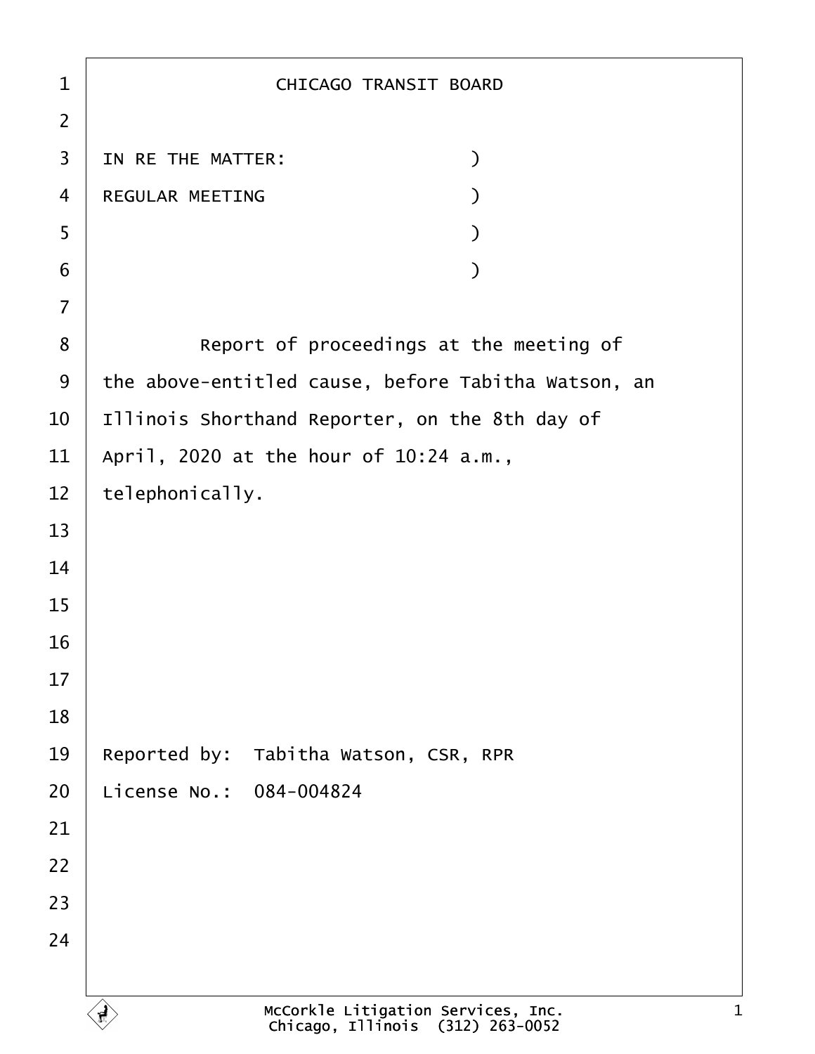# CHICAGO TRANSIT BOARD

IN RE THE MATTER: )
REGULAR MEETING )
)
)

Report of proceedings at the meeting of the above-entitled cause, before Tabitha Watson, an Illinois Shorthand Reporter, on the 8th day of April, 2020 at the hour of 10:24 a.m., telephonically.

Reported by: Tabitha Watson, CSR, RPR
License No.: 084-004824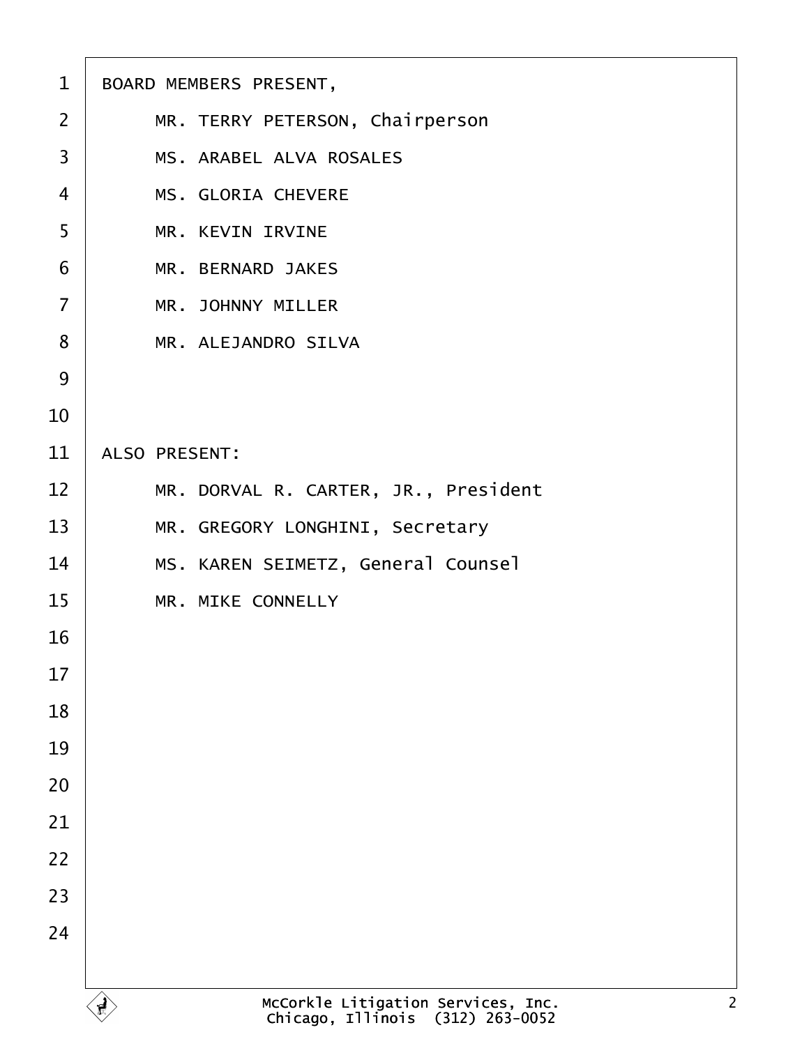BOARD MEMBERS PRESENT,

MR. TERRY PETERSON, Chairperson
MS. ARABEL ALVA ROSALES
MS. GLORIA CHEVERE
MR. KEVIN IRVINE
MR. BERNARD JAKES
MR. JOHNNY MILLER
MR. ALEJANDRO SILVA

ALSO PRESENT:

MR. DORVAL R. CARTER, JR., President
MR. GREGORY LONGHINI, Secretary
MS. KAREN SEIMETZ, General Counsel
MR. MIKE CONNELLY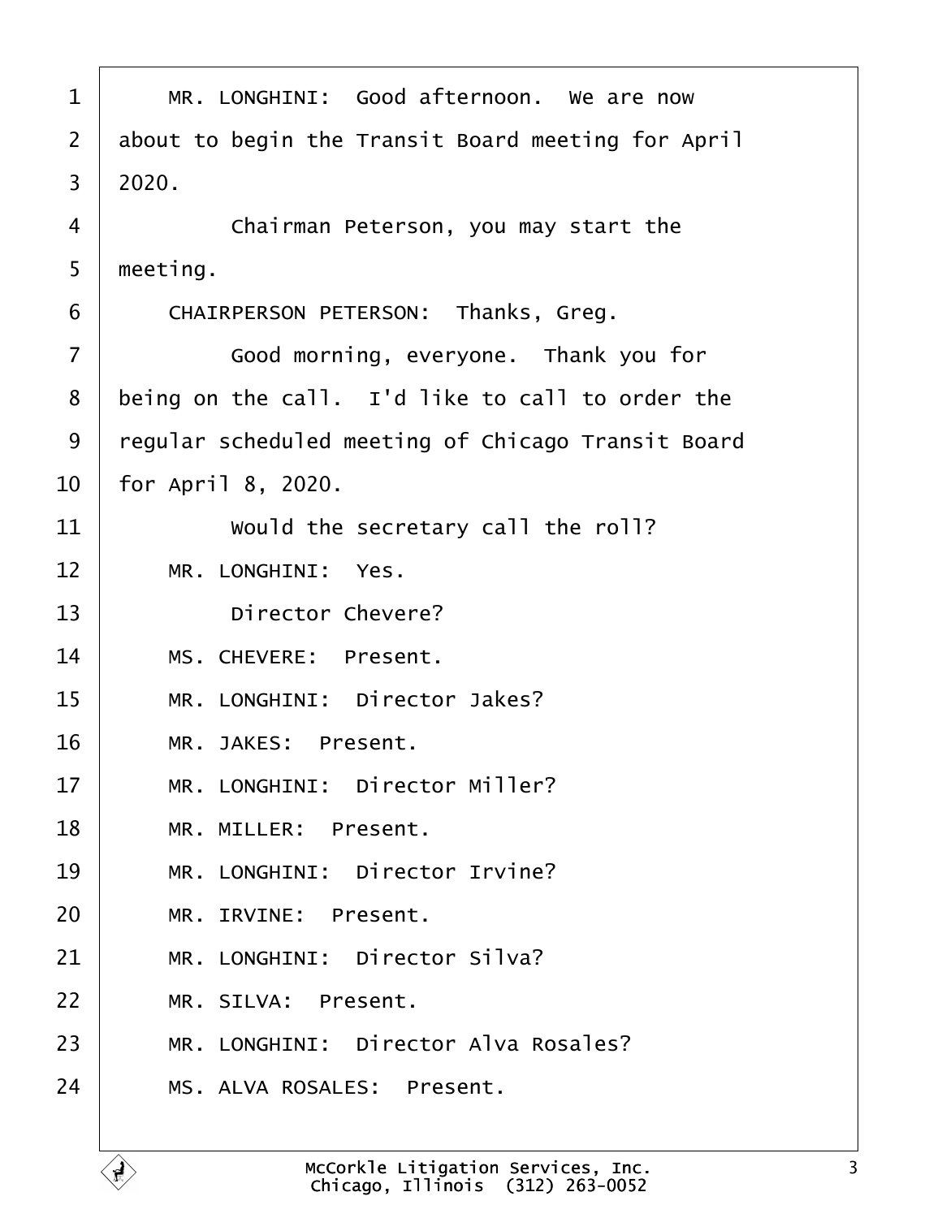1     MR. LONGHINI:  Good afternoon.  We are now
2 about to begin the Transit Board meeting for April
3 2020.
4         Chairman Peterson, you may start the
5 meeting.
6     CHAIRPERSON PETERSON:  Thanks, Greg.
7         Good morning, everyone.  Thank you for
8 being on the call.  I'd like to call to order the
9 regular scheduled meeting of Chicago Transit Board
10 for April 8, 2020.
11         Would the secretary call the roll?
12     MR. LONGHINI:  Yes.
13         Director Chevere?
14     MS. CHEVERE:  Present.
15     MR. LONGHINI:  Director Jakes?
16     MR. JAKES:  Present.
17     MR. LONGHINI:  Director Miller?
18     MR. MILLER:  Present.
19     MR. LONGHINI:  Director Irvine?
20     MR. IRVINE:  Present.
21     MR. LONGHINI:  Director Silva?
22     MR. SILVA:  Present.
23     MR. LONGHINI:  Director Alva Rosales?
24     MS. ALVA ROSALES:  Present.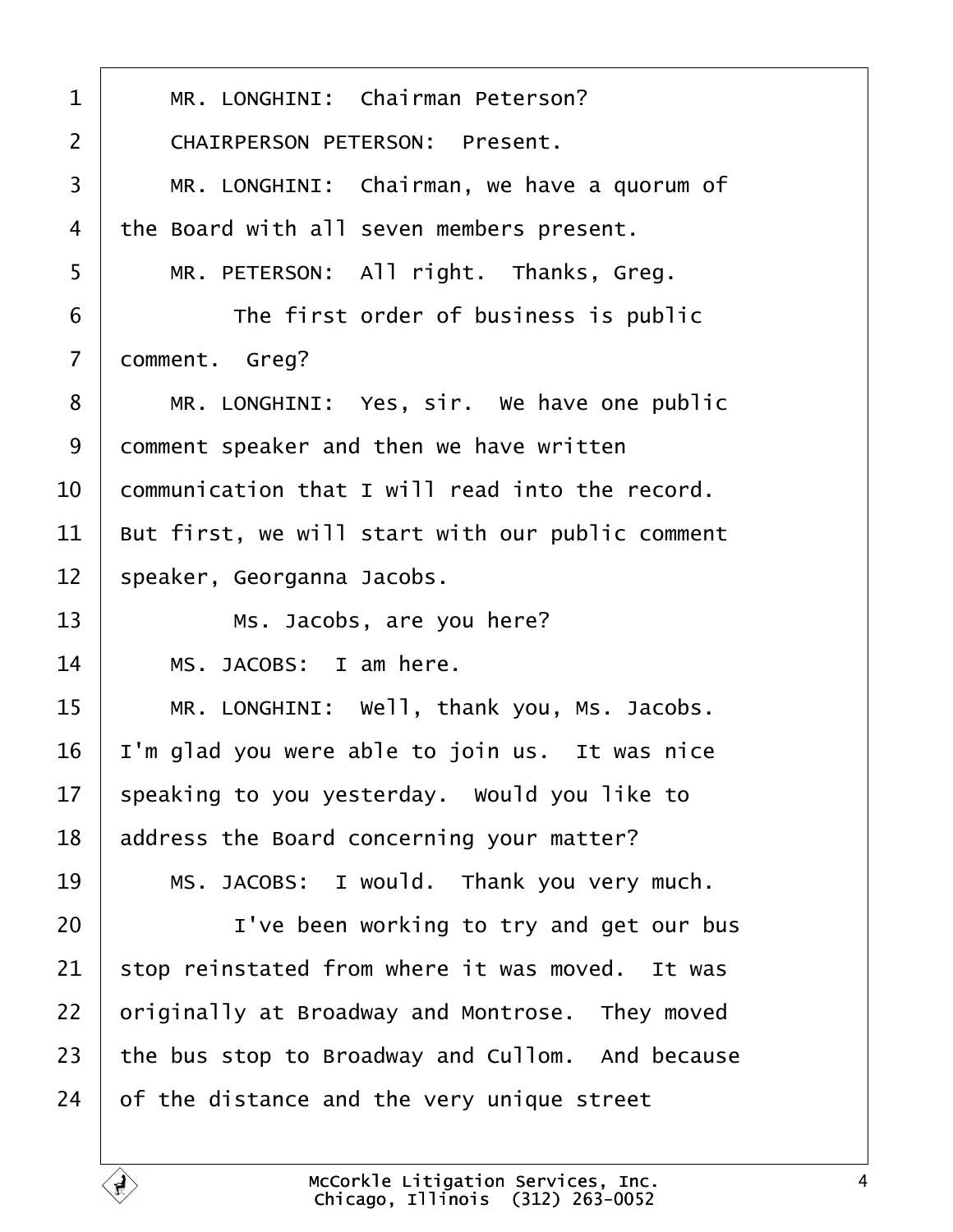MR. LONGHINI: Chairman Peterson?

CHAIRPERSON PETERSON: Present.

MR. LONGHINI: Chairman, we have a quorum of the Board with all seven members present.

MR. PETERSON: All right. Thanks, Greg.

The first order of business is public comment. Greg?

MR. LONGHINI: Yes, sir. We have one public comment speaker and then we have written communication that I will read into the record. But first, we will start with our public comment speaker, Georganna Jacobs.

Ms. Jacobs, are you here?

MS. JACOBS: I am here.

MR. LONGHINI: Well, thank you, Ms. Jacobs. I'm glad you were able to join us. It was nice speaking to you yesterday. Would you like to address the Board concerning your matter?

MS. JACOBS: I would. Thank you very much.

I've been working to try and get our bus stop reinstated from where it was moved. It was originally at Broadway and Montrose. They moved the bus stop to Broadway and Cullom. And because of the distance and the very unique street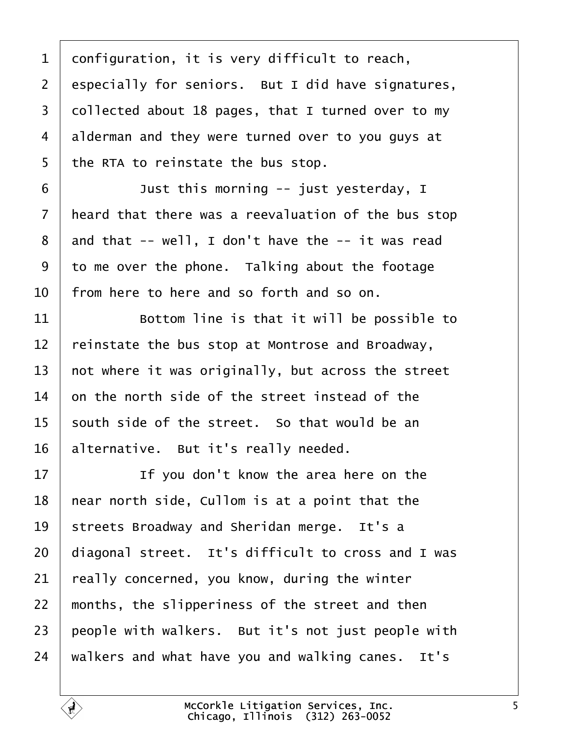1 configuration, it is very difficult to reach,
2 especially for seniors. But I did have signatures,
3 collected about 18 pages, that I turned over to my
4 alderman and they were turned over to you guys at
5 the RTA to reinstate the bus stop.
6 Just this morning -- just yesterday, I
7 heard that there was a reevaluation of the bus stop
8 and that -- well, I don't have the -- it was read
9 to me over the phone. Talking about the footage
10 from here to here and so forth and so on.
11 Bottom line is that it will be possible to
12 reinstate the bus stop at Montrose and Broadway,
13 not where it was originally, but across the street
14 on the north side of the street instead of the
15 south side of the street. So that would be an
16 alternative. But it's really needed.
17 If you don't know the area here on the
18 near north side, Cullom is at a point that the
19 streets Broadway and Sheridan merge. It's a
20 diagonal street. It's difficult to cross and I was
21 really concerned, you know, during the winter
22 months, the slipperiness of the street and then
23 people with walkers. But it's not just people with
24 walkers and what have you and walking canes. It's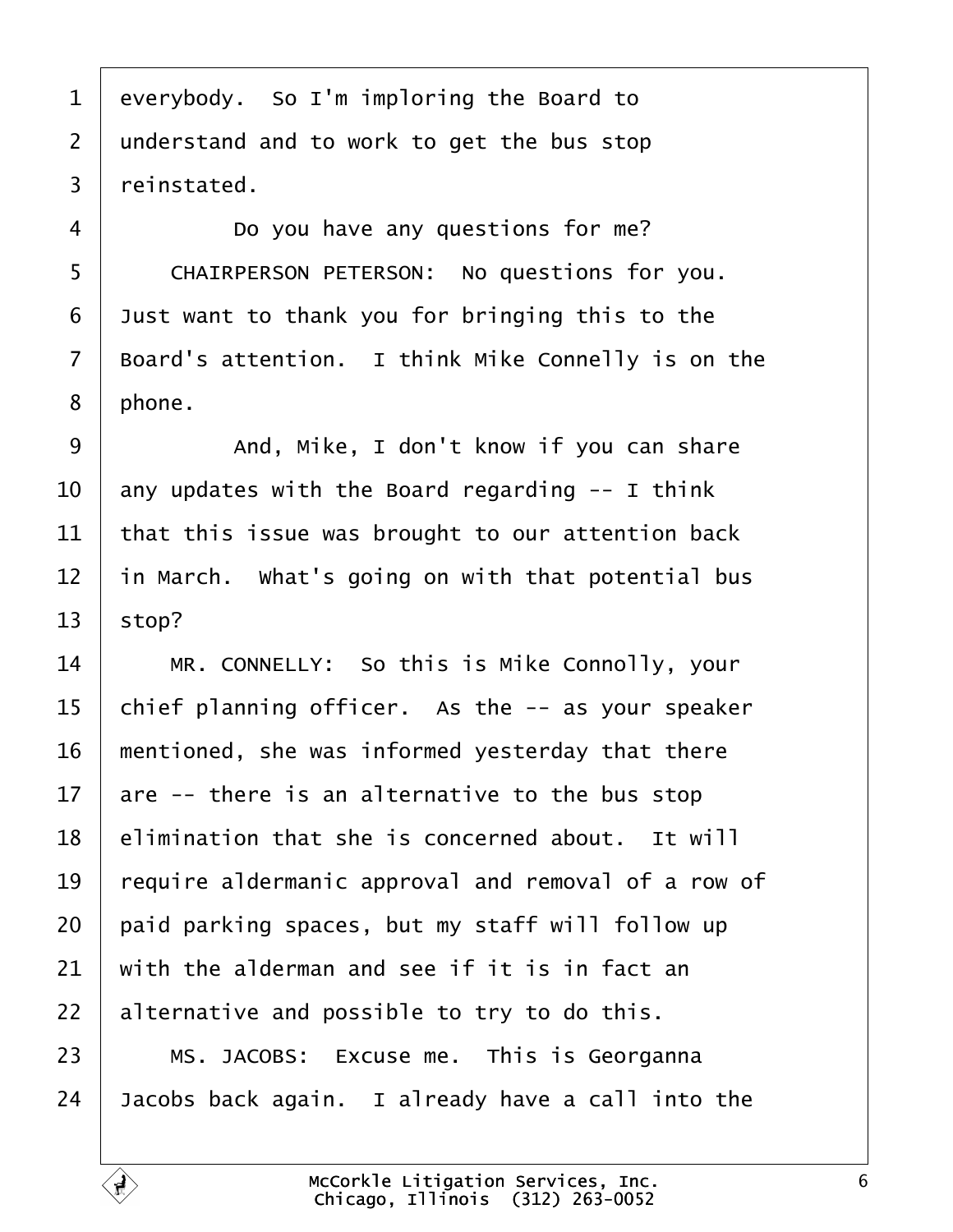everybody. So I'm imploring the Board to understand and to work to get the bus stop reinstated.

Do you have any questions for me?

CHAIRPERSON PETERSON: No questions for you. Just want to thank you for bringing this to the Board's attention. I think Mike Connelly is on the phone.

And, Mike, I don't know if you can share any updates with the Board regarding -- I think that this issue was brought to our attention back in March. What's going on with that potential bus stop?

MR. CONNELLY: So this is Mike Connolly, your chief planning officer. As the -- as your speaker mentioned, she was informed yesterday that there are -- there is an alternative to the bus stop elimination that she is concerned about. It will require aldermanic approval and removal of a row of paid parking spaces, but my staff will follow up with the alderman and see if it is in fact an alternative and possible to try to do this.

MS. JACOBS: Excuse me. This is Georganna Jacobs back again. I already have a call into the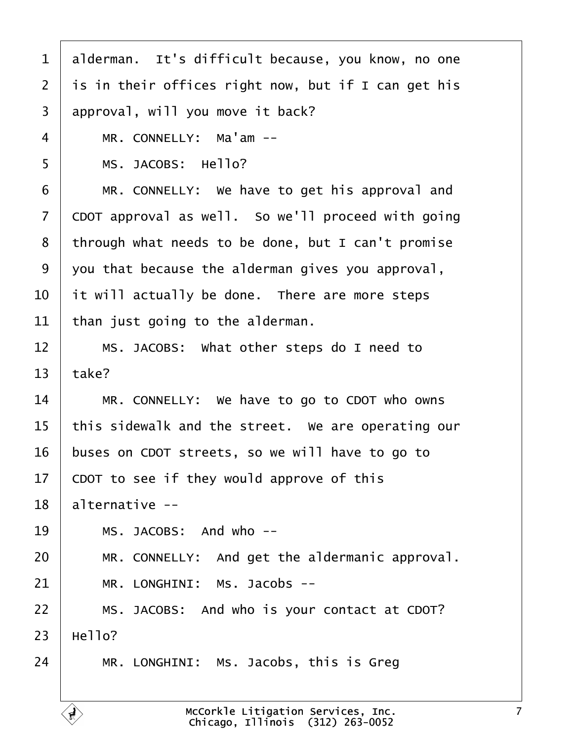1 alderman. It's difficult because, you know, no one
2 is in their offices right now, but if I can get his
3 approval, will you move it back?
4 MR. CONNELLY: Ma'am --
5 MS. JACOBS: Hello?
6 MR. CONNELLY: We have to get his approval and
7 CDOT approval as well. So we'll proceed with going
8 through what needs to be done, but I can't promise
9 you that because the alderman gives you approval,
10 it will actually be done. There are more steps
11 than just going to the alderman.
12 MS. JACOBS: What other steps do I need to
13 take?
14 MR. CONNELLY: We have to go to CDOT who owns
15 this sidewalk and the street. We are operating our
16 buses on CDOT streets, so we will have to go to
17 CDOT to see if they would approve of this
18 alternative --
19 MS. JACOBS: And who --
20 MR. CONNELLY: And get the aldermanic approval.
21 MR. LONGHINI: Ms. Jacobs --
22 MS. JACOBS: And who is your contact at CDOT?
23 Hello?
24 MR. LONGHINI: Ms. Jacobs, this is Greg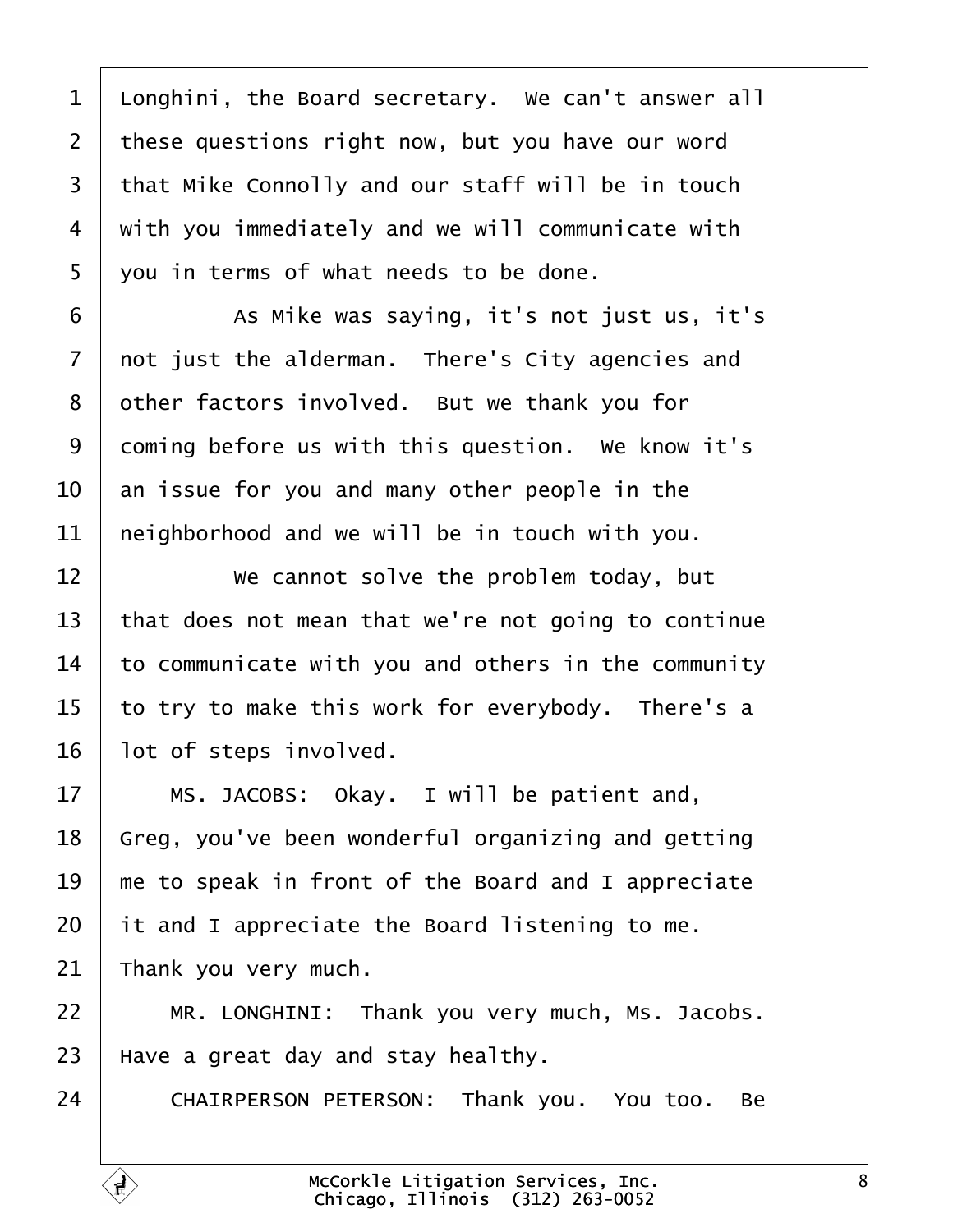Longhini, the Board secretary. We can't answer all these questions right now, but you have our word that Mike Connolly and our staff will be in touch with you immediately and we will communicate with you in terms of what needs to be done.

As Mike was saying, it's not just us, it's not just the alderman. There's City agencies and other factors involved. But we thank you for coming before us with this question. We know it's an issue for you and many other people in the neighborhood and we will be in touch with you.

We cannot solve the problem today, but that does not mean that we're not going to continue to communicate with you and others in the community to try to make this work for everybody. There's a lot of steps involved.

MS. JACOBS: Okay. I will be patient and, Greg, you've been wonderful organizing and getting me to speak in front of the Board and I appreciate it and I appreciate the Board listening to me. Thank you very much.

MR. LONGHINI: Thank you very much, Ms. Jacobs. Have a great day and stay healthy.

CHAIRPERSON PETERSON: Thank you. You too. Be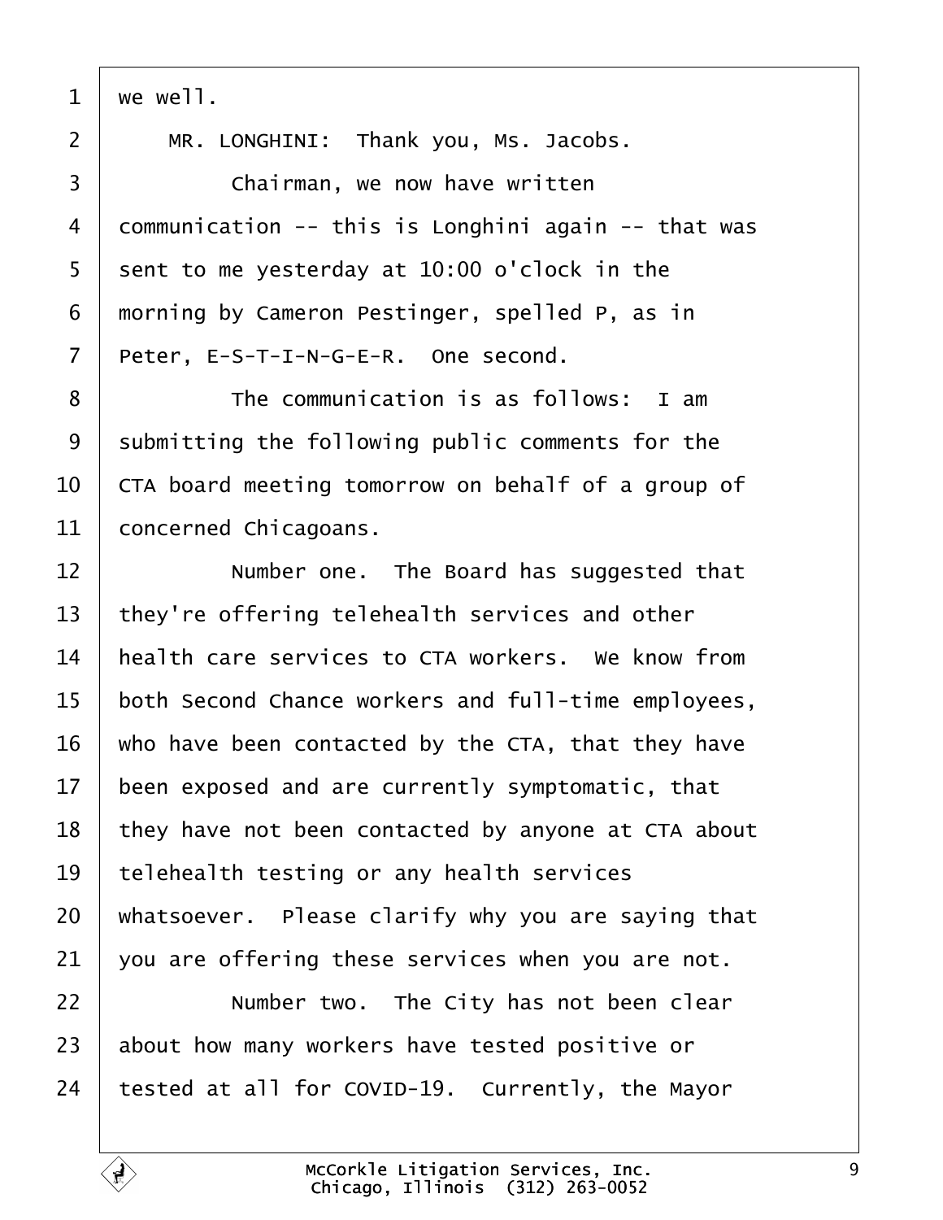we well.

MR. LONGHINI: Thank you, Ms. Jacobs.

Chairman, we now have written communication -- this is Longhini again -- that was sent to me yesterday at 10:00 o'clock in the morning by Cameron Pestinger, spelled P, as in Peter, E-S-T-I-N-G-E-R. One second.

The communication is as follows: I am submitting the following public comments for the CTA board meeting tomorrow on behalf of a group of concerned Chicagoans.

Number one. The Board has suggested that they're offering telehealth services and other health care services to CTA workers. We know from both Second Chance workers and full-time employees, who have been contacted by the CTA, that they have been exposed and are currently symptomatic, that they have not been contacted by anyone at CTA about telehealth testing or any health services whatsoever. Please clarify why you are saying that you are offering these services when you are not.

Number two. The City has not been clear about how many workers have tested positive or tested at all for COVID-19. Currently, the Mayor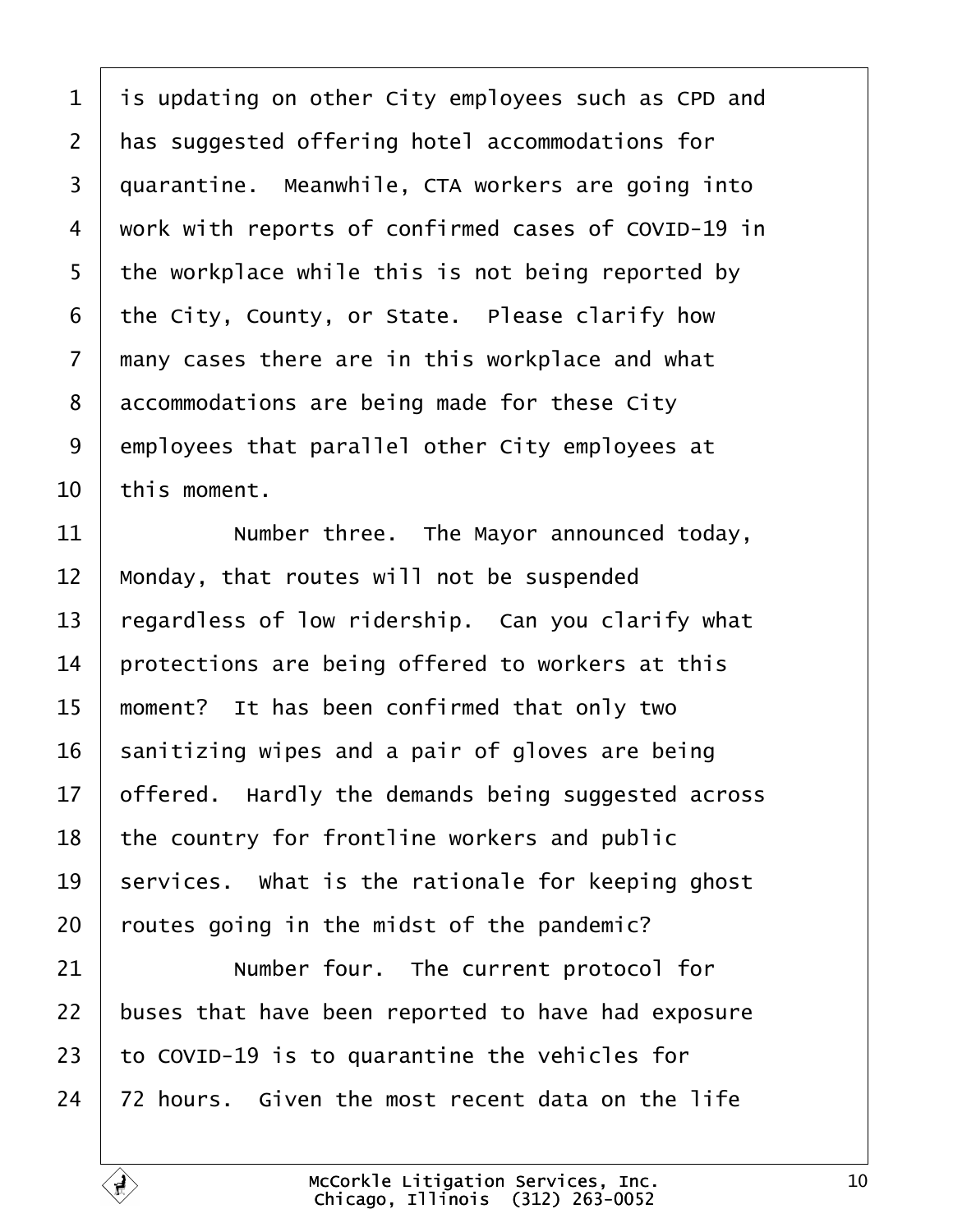is updating on other City employees such as CPD and has suggested offering hotel accommodations for quarantine. Meanwhile, CTA workers are going into work with reports of confirmed cases of COVID-19 in the workplace while this is not being reported by the City, County, or State. Please clarify how many cases there are in this workplace and what accommodations are being made for these City employees that parallel other City employees at this moment.

Number three. The Mayor announced today, Monday, that routes will not be suspended regardless of low ridership. Can you clarify what protections are being offered to workers at this moment? It has been confirmed that only two sanitizing wipes and a pair of gloves are being offered. Hardly the demands being suggested across the country for frontline workers and public services. What is the rationale for keeping ghost routes going in the midst of the pandemic?

Number four. The current protocol for buses that have been reported to have had exposure to COVID-19 is to quarantine the vehicles for 72 hours. Given the most recent data on the life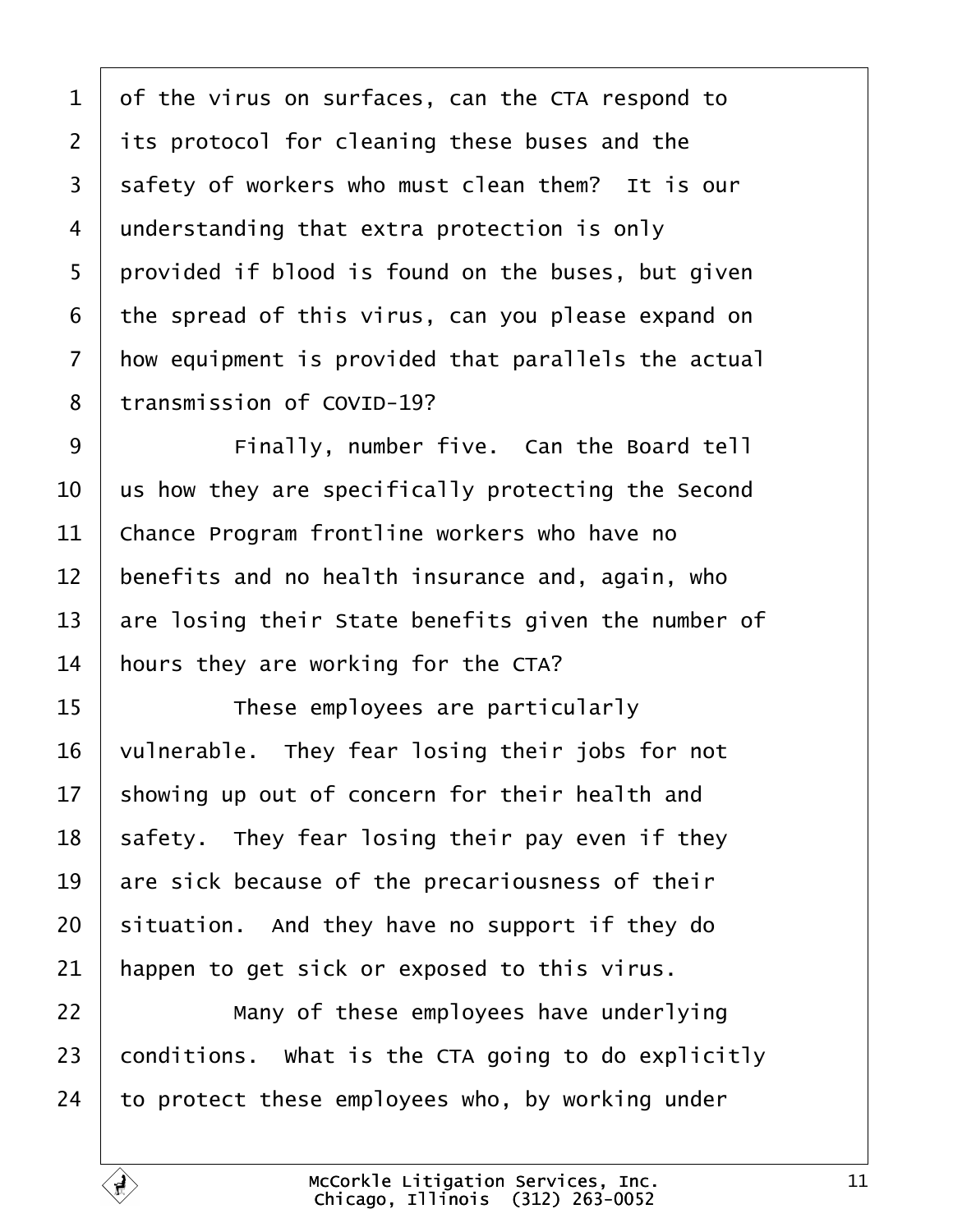of the virus on surfaces, can the CTA respond to its protocol for cleaning these buses and the safety of workers who must clean them? It is our understanding that extra protection is only provided if blood is found on the buses, but given the spread of this virus, can you please expand on how equipment is provided that parallels the actual transmission of COVID-19?

Finally, number five. Can the Board tell us how they are specifically protecting the Second Chance Program frontline workers who have no benefits and no health insurance and, again, who are losing their State benefits given the number of hours they are working for the CTA?

These employees are particularly vulnerable. They fear losing their jobs for not showing up out of concern for their health and safety. They fear losing their pay even if they are sick because of the precariousness of their situation. And they have no support if they do happen to get sick or exposed to this virus.

Many of these employees have underlying conditions. What is the CTA going to do explicitly to protect these employees who, by working under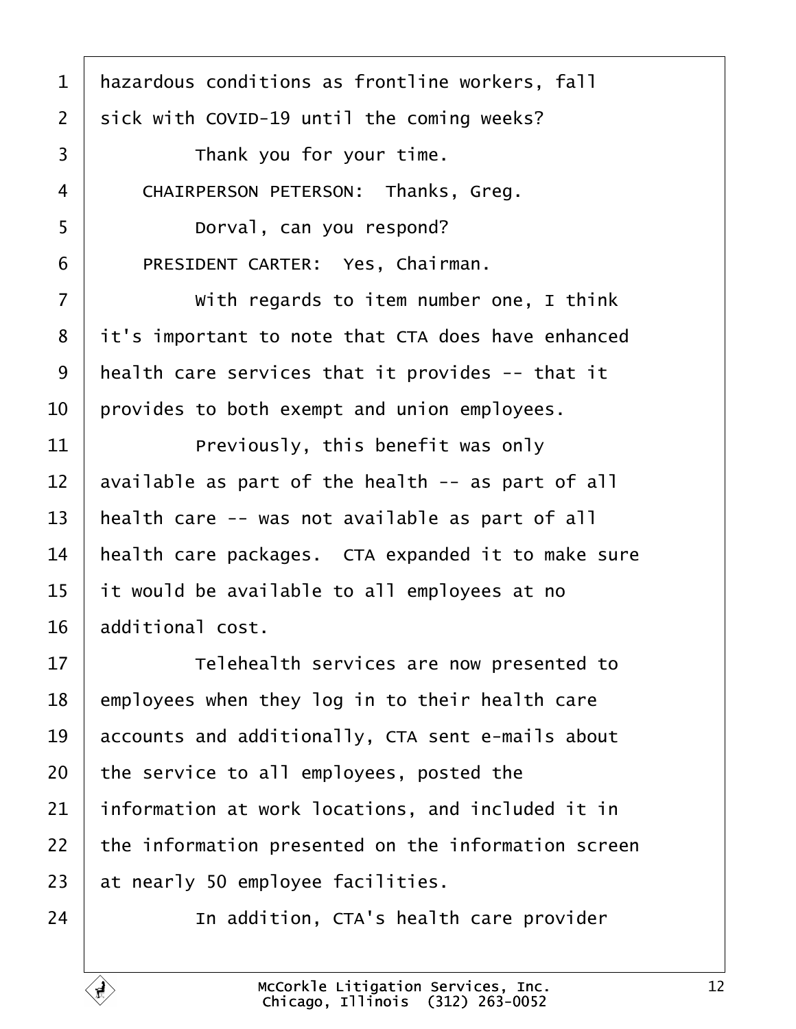hazardous conditions as frontline workers, fall sick with COVID-19 until the coming weeks?

Thank you for your time.

CHAIRPERSON PETERSON: Thanks, Greg.

Dorval, can you respond?

PRESIDENT CARTER: Yes, Chairman.

With regards to item number one, I think it's important to note that CTA does have enhanced health care services that it provides -- that it provides to both exempt and union employees.

Previously, this benefit was only available as part of the health -- as part of all health care -- was not available as part of all health care packages. CTA expanded it to make sure it would be available to all employees at no additional cost.

Telehealth services are now presented to employees when they log in to their health care accounts and additionally, CTA sent e-mails about the service to all employees, posted the information at work locations, and included it in the information presented on the information screen at nearly 50 employee facilities.

In addition, CTA's health care provider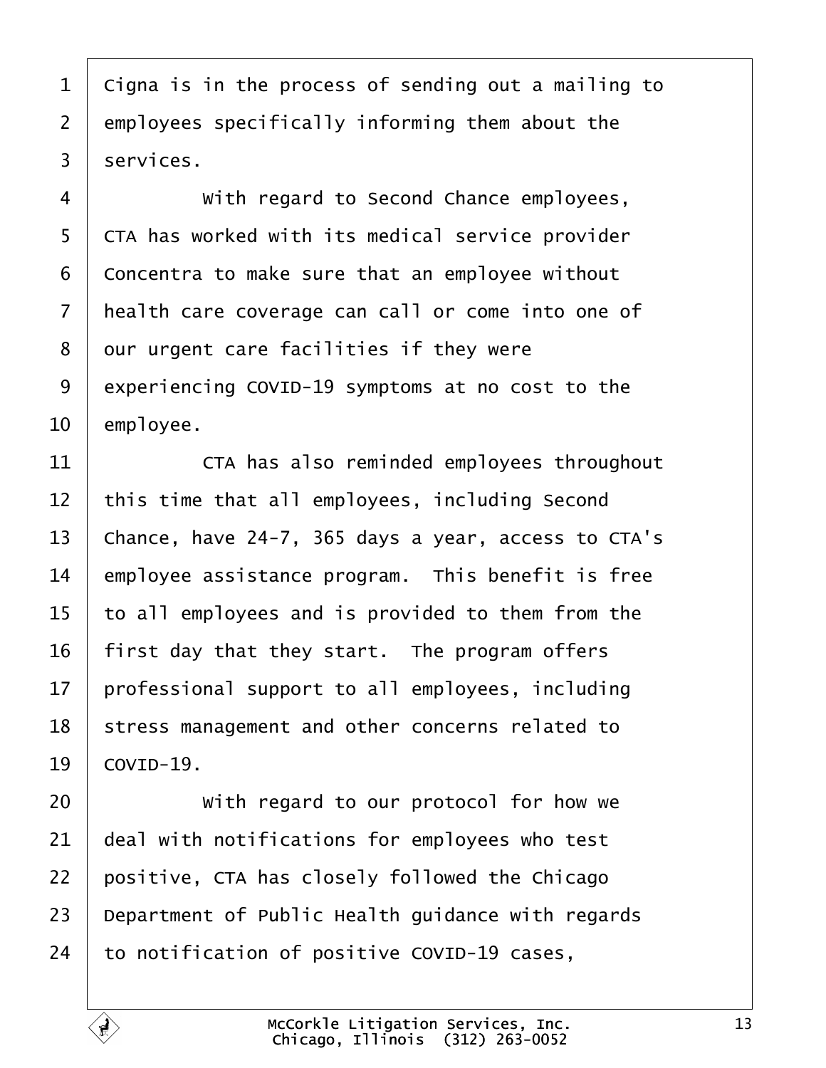Cigna is in the process of sending out a mailing to employees specifically informing them about the services.

With regard to Second Chance employees, CTA has worked with its medical service provider Concentra to make sure that an employee without health care coverage can call or come into one of our urgent care facilities if they were experiencing COVID-19 symptoms at no cost to the employee.

CTA has also reminded employees throughout this time that all employees, including Second Chance, have 24-7, 365 days a year, access to CTA's employee assistance program. This benefit is free to all employees and is provided to them from the first day that they start. The program offers professional support to all employees, including stress management and other concerns related to COVID-19.

With regard to our protocol for how we deal with notifications for employees who test positive, CTA has closely followed the Chicago Department of Public Health guidance with regards to notification of positive COVID-19 cases,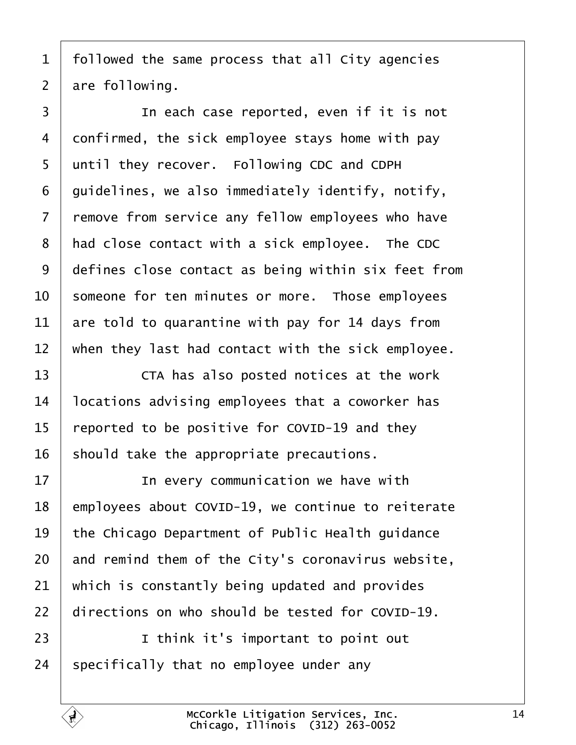followed the same process that all City agencies are following.

In each case reported, even if it is not confirmed, the sick employee stays home with pay until they recover. Following CDC and CDPH guidelines, we also immediately identify, notify, remove from service any fellow employees who have had close contact with a sick employee. The CDC defines close contact as being within six feet from someone for ten minutes or more. Those employees are told to quarantine with pay for 14 days from when they last had contact with the sick employee.

CTA has also posted notices at the work locations advising employees that a coworker has reported to be positive for COVID-19 and they should take the appropriate precautions.

In every communication we have with employees about COVID-19, we continue to reiterate the Chicago Department of Public Health guidance and remind them of the City's coronavirus website, which is constantly being updated and provides directions on who should be tested for COVID-19.

I think it's important to point out specifically that no employee under any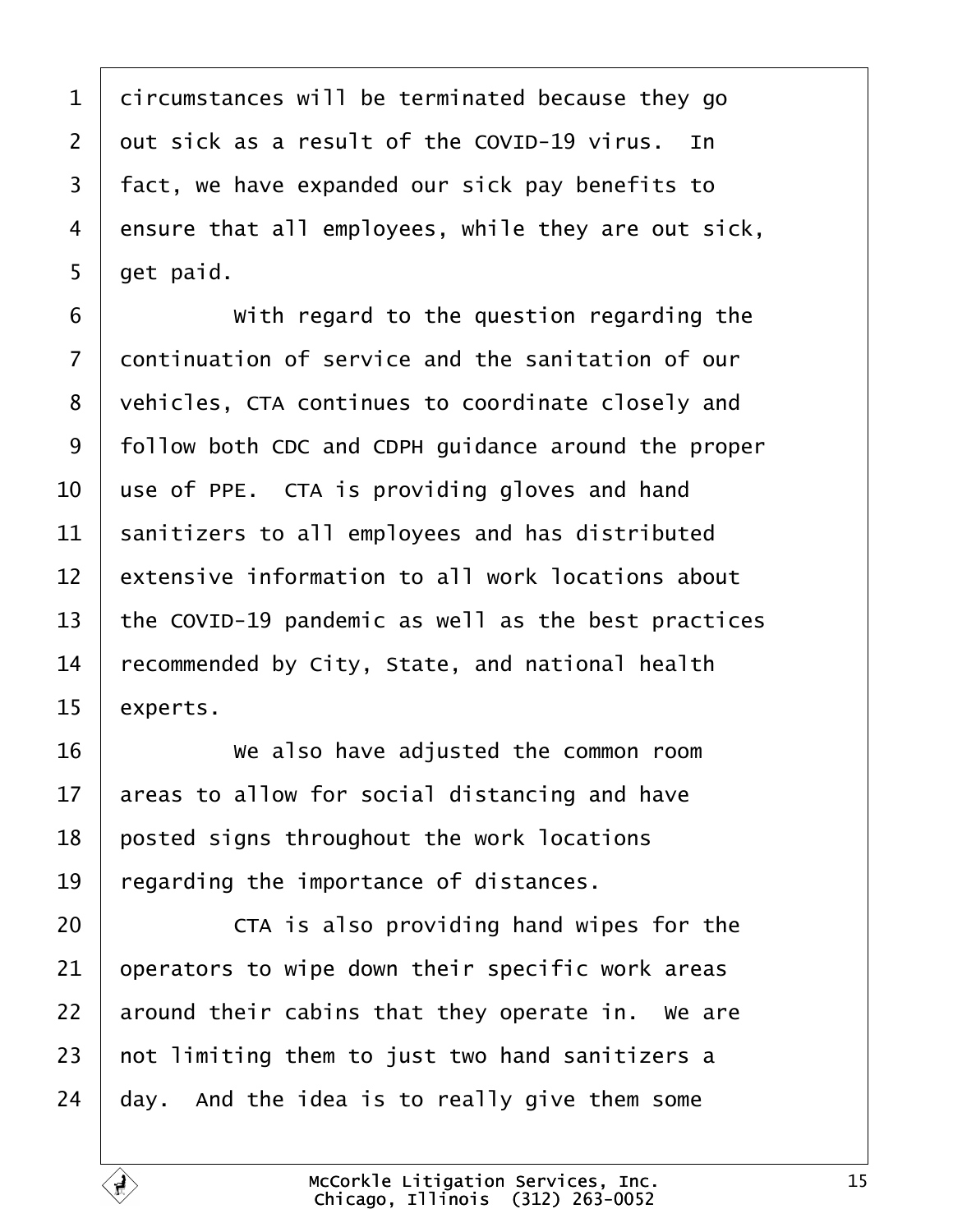circumstances will be terminated because they go out sick as a result of the COVID-19 virus. In fact, we have expanded our sick pay benefits to ensure that all employees, while they are out sick, get paid.

With regard to the question regarding the continuation of service and the sanitation of our vehicles, CTA continues to coordinate closely and follow both CDC and CDPH guidance around the proper use of PPE. CTA is providing gloves and hand sanitizers to all employees and has distributed extensive information to all work locations about the COVID-19 pandemic as well as the best practices recommended by City, State, and national health experts.

We also have adjusted the common room areas to allow for social distancing and have posted signs throughout the work locations regarding the importance of distances.

CTA is also providing hand wipes for the operators to wipe down their specific work areas around their cabins that they operate in. We are not limiting them to just two hand sanitizers a day. And the idea is to really give them some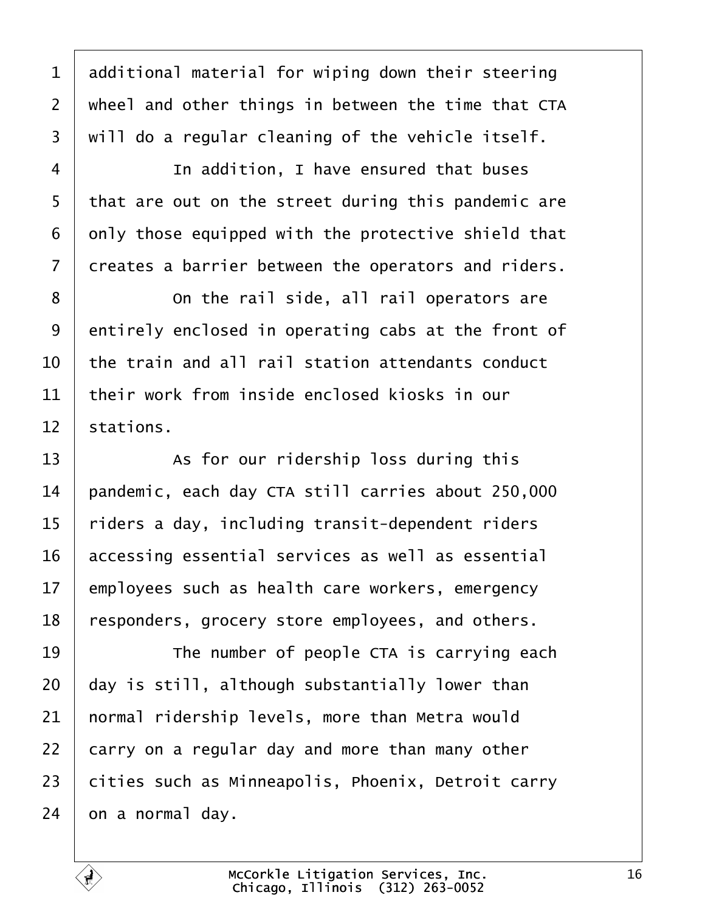additional material for wiping down their steering wheel and other things in between the time that CTA will do a regular cleaning of the vehicle itself.

In addition, I have ensured that buses that are out on the street during this pandemic are only those equipped with the protective shield that creates a barrier between the operators and riders.

On the rail side, all rail operators are entirely enclosed in operating cabs at the front of the train and all rail station attendants conduct their work from inside enclosed kiosks in our stations.

As for our ridership loss during this pandemic, each day CTA still carries about 250,000 riders a day, including transit-dependent riders accessing essential services as well as essential employees such as health care workers, emergency responders, grocery store employees, and others.

The number of people CTA is carrying each day is still, although substantially lower than normal ridership levels, more than Metra would carry on a regular day and more than many other cities such as Minneapolis, Phoenix, Detroit carry on a normal day.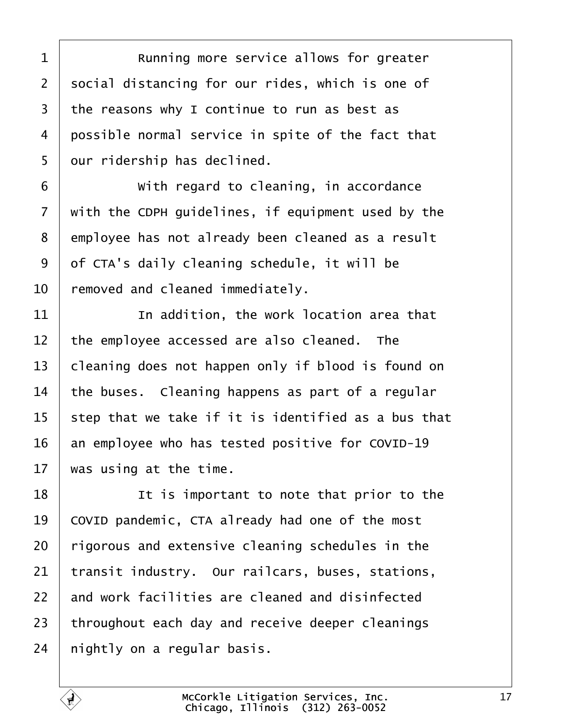Running more service allows for greater social distancing for our rides, which is one of the reasons why I continue to run as best as possible normal service in spite of the fact that our ridership has declined.

With regard to cleaning, in accordance with the CDPH guidelines, if equipment used by the employee has not already been cleaned as a result of CTA's daily cleaning schedule, it will be removed and cleaned immediately.

In addition, the work location area that the employee accessed are also cleaned. The cleaning does not happen only if blood is found on the buses. Cleaning happens as part of a regular step that we take if it is identified as a bus that an employee who has tested positive for COVID-19 was using at the time.

It is important to note that prior to the COVID pandemic, CTA already had one of the most rigorous and extensive cleaning schedules in the transit industry. Our railcars, buses, stations, and work facilities are cleaned and disinfected throughout each day and receive deeper cleanings nightly on a regular basis.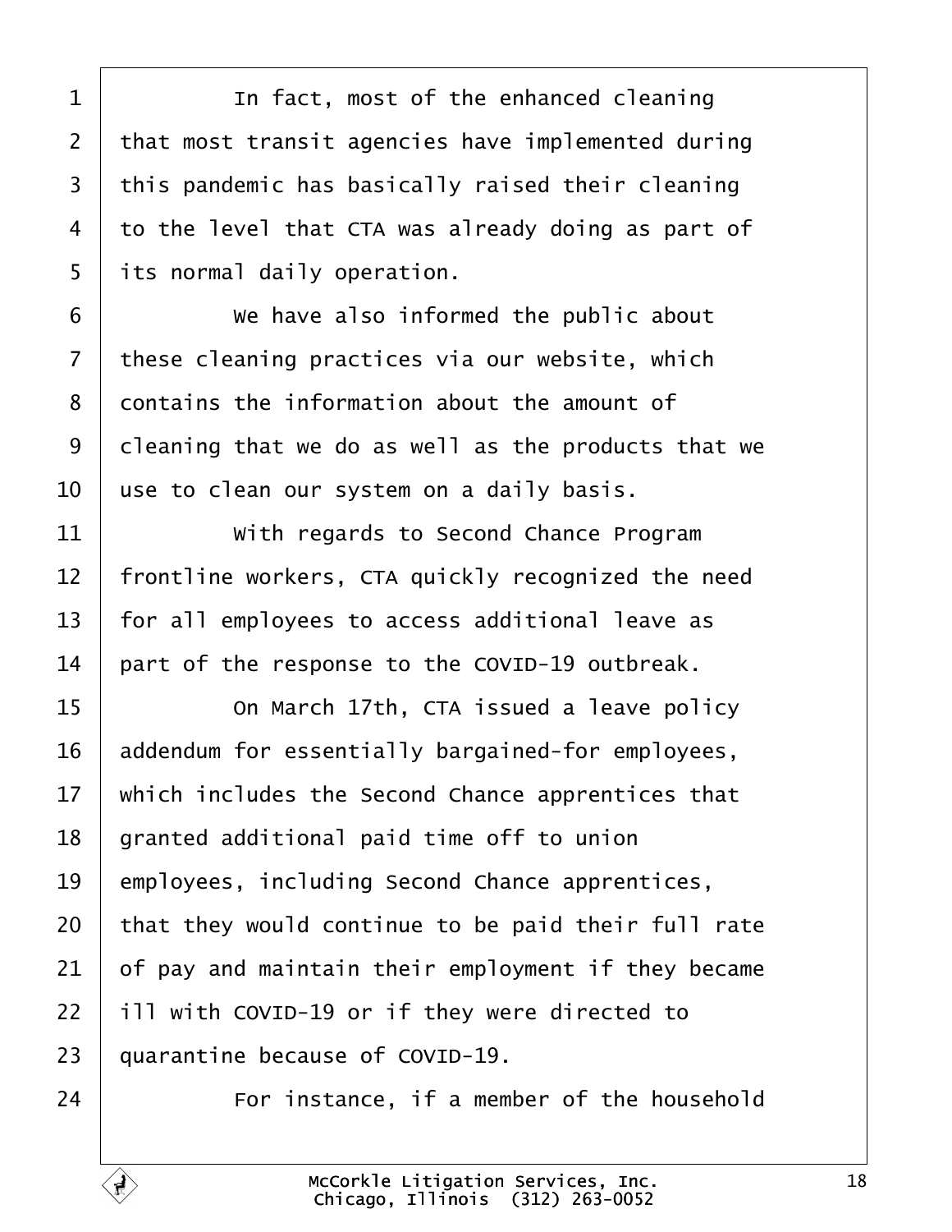In fact, most of the enhanced cleaning that most transit agencies have implemented during this pandemic has basically raised their cleaning to the level that CTA was already doing as part of its normal daily operation.

We have also informed the public about these cleaning practices via our website, which contains the information about the amount of cleaning that we do as well as the products that we use to clean our system on a daily basis.

With regards to Second Chance Program frontline workers, CTA quickly recognized the need for all employees to access additional leave as part of the response to the COVID-19 outbreak.

On March 17th, CTA issued a leave policy addendum for essentially bargained-for employees, which includes the Second Chance apprentices that granted additional paid time off to union employees, including Second Chance apprentices, that they would continue to be paid their full rate of pay and maintain their employment if they became ill with COVID-19 or if they were directed to quarantine because of COVID-19.

For instance, if a member of the household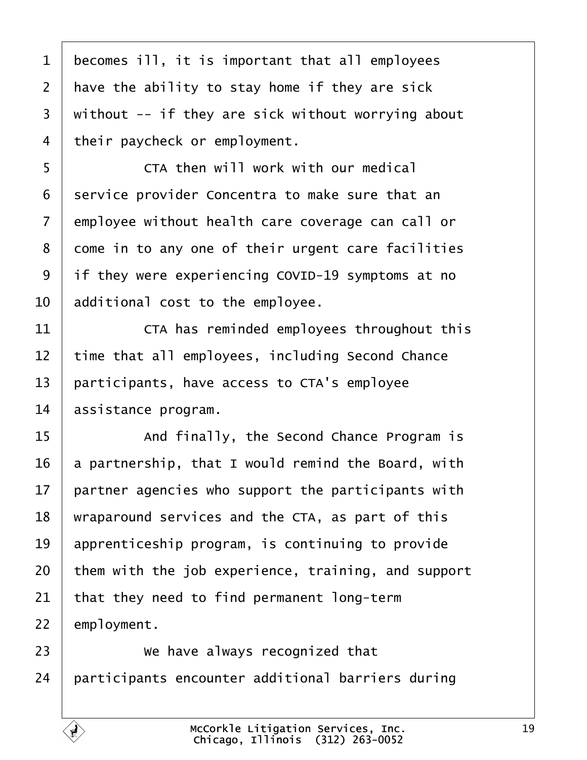becomes ill, it is important that all employees have the ability to stay home if they are sick without -- if they are sick without worrying about their paycheck or employment.

CTA then will work with our medical service provider Concentra to make sure that an employee without health care coverage can call or come in to any one of their urgent care facilities if they were experiencing COVID-19 symptoms at no additional cost to the employee.

CTA has reminded employees throughout this time that all employees, including Second Chance participants, have access to CTA's employee assistance program.

And finally, the Second Chance Program is a partnership, that I would remind the Board, with partner agencies who support the participants with wraparound services and the CTA, as part of this apprenticeship program, is continuing to provide them with the job experience, training, and support that they need to find permanent long-term employment.

We have always recognized that participants encounter additional barriers during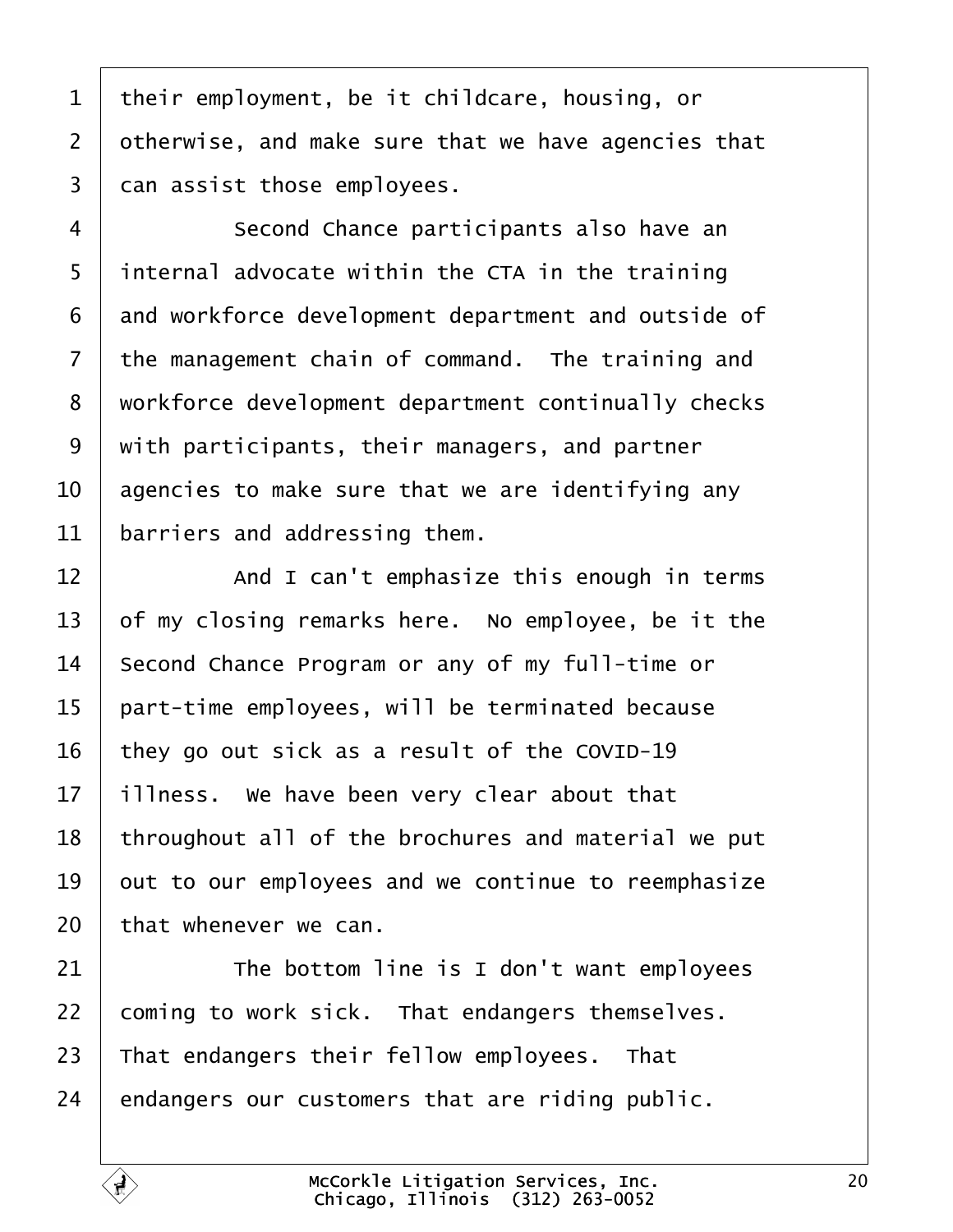their employment, be it childcare, housing, or otherwise, and make sure that we have agencies that can assist those employees.

Second Chance participants also have an internal advocate within the CTA in the training and workforce development department and outside of the management chain of command. The training and workforce development department continually checks with participants, their managers, and partner agencies to make sure that we are identifying any barriers and addressing them.

And I can't emphasize this enough in terms of my closing remarks here. No employee, be it the Second Chance Program or any of my full-time or part-time employees, will be terminated because they go out sick as a result of the COVID-19 illness. We have been very clear about that throughout all of the brochures and material we put out to our employees and we continue to reemphasize that whenever we can.

The bottom line is I don't want employees coming to work sick. That endangers themselves. That endangers their fellow employees. That endangers our customers that are riding public.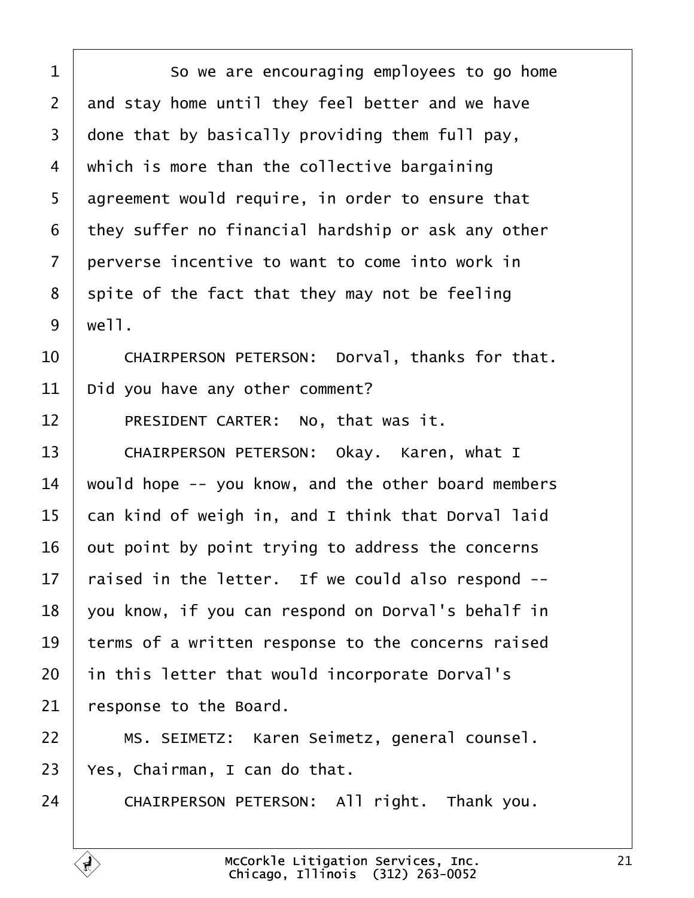1 So we are encouraging employees to go home
2 and stay home until they feel better and we have
3 done that by basically providing them full pay,
4 which is more than the collective bargaining
5 agreement would require, in order to ensure that
6 they suffer no financial hardship or ask any other
7 perverse incentive to want to come into work in
8 spite of the fact that they may not be feeling
9 well.
10 CHAIRPERSON PETERSON: Dorval, thanks for that.
11 Did you have any other comment?
12 PRESIDENT CARTER: No, that was it.
13 CHAIRPERSON PETERSON: Okay. Karen, what I
14 would hope -- you know, and the other board members
15 can kind of weigh in, and I think that Dorval laid
16 out point by point trying to address the concerns
17 raised in the letter. If we could also respond --
18 you know, if you can respond on Dorval's behalf in
19 terms of a written response to the concerns raised
20 in this letter that would incorporate Dorval's
21 response to the Board.
22 MS. SEIMETZ: Karen Seimetz, general counsel.
23 Yes, Chairman, I can do that.
24 CHAIRPERSON PETERSON: All right. Thank you.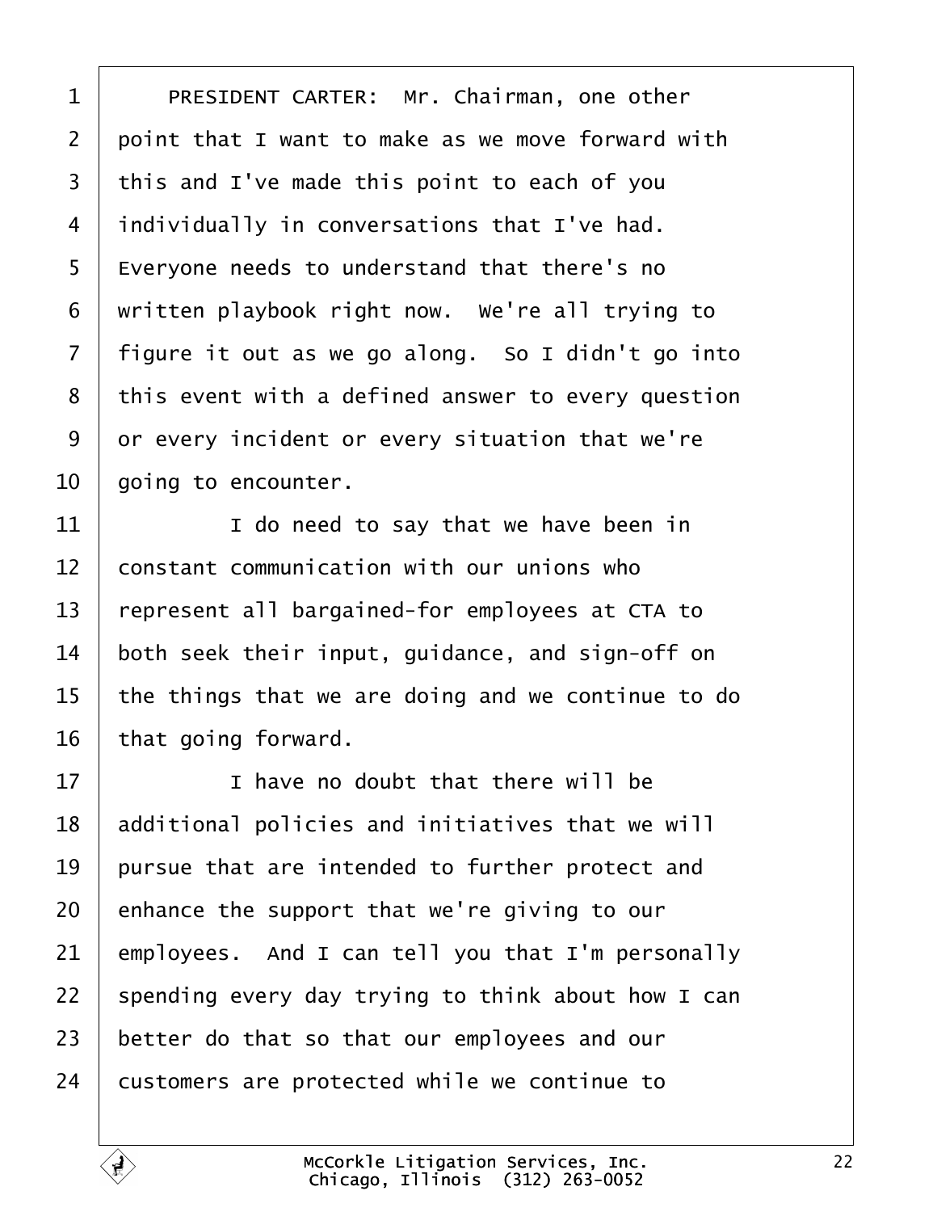PRESIDENT CARTER: Mr. Chairman, one other point that I want to make as we move forward with this and I've made this point to each of you individually in conversations that I've had. Everyone needs to understand that there's no written playbook right now. We're all trying to figure it out as we go along. So I didn't go into this event with a defined answer to every question or every incident or every situation that we're going to encounter.

I do need to say that we have been in constant communication with our unions who represent all bargained-for employees at CTA to both seek their input, guidance, and sign-off on the things that we are doing and we continue to do that going forward.

I have no doubt that there will be additional policies and initiatives that we will pursue that are intended to further protect and enhance the support that we're giving to our employees. And I can tell you that I'm personally spending every day trying to think about how I can better do that so that our employees and our customers are protected while we continue to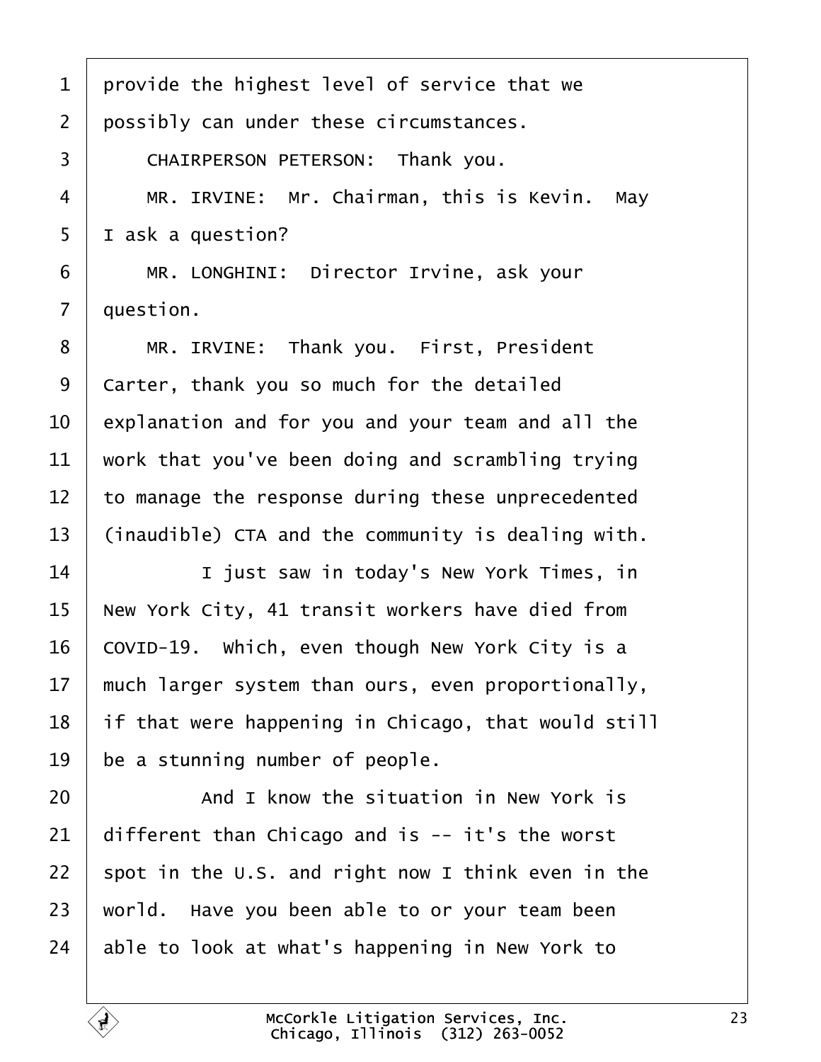1 provide the highest level of service that we
2 possibly can under these circumstances.
3 CHAIRPERSON PETERSON: Thank you.
4 MR. IRVINE: Mr. Chairman, this is Kevin. May
5 I ask a question?
6 MR. LONGHINI: Director Irvine, ask your
7 question.
8 MR. IRVINE: Thank you. First, President
9 Carter, thank you so much for the detailed
10 explanation and for you and your team and all the
11 work that you've been doing and scrambling trying
12 to manage the response during these unprecedented
13 (inaudible) CTA and the community is dealing with.
14 I just saw in today's New York Times, in
15 New York City, 41 transit workers have died from
16 COVID-19. Which, even though New York City is a
17 much larger system than ours, even proportionally,
18 if that were happening in Chicago, that would still
19 be a stunning number of people.
20 And I know the situation in New York is
21 different than Chicago and is -- it's the worst
22 spot in the U.S. and right now I think even in the
23 world. Have you been able to or your team been
24 able to look at what's happening in New York to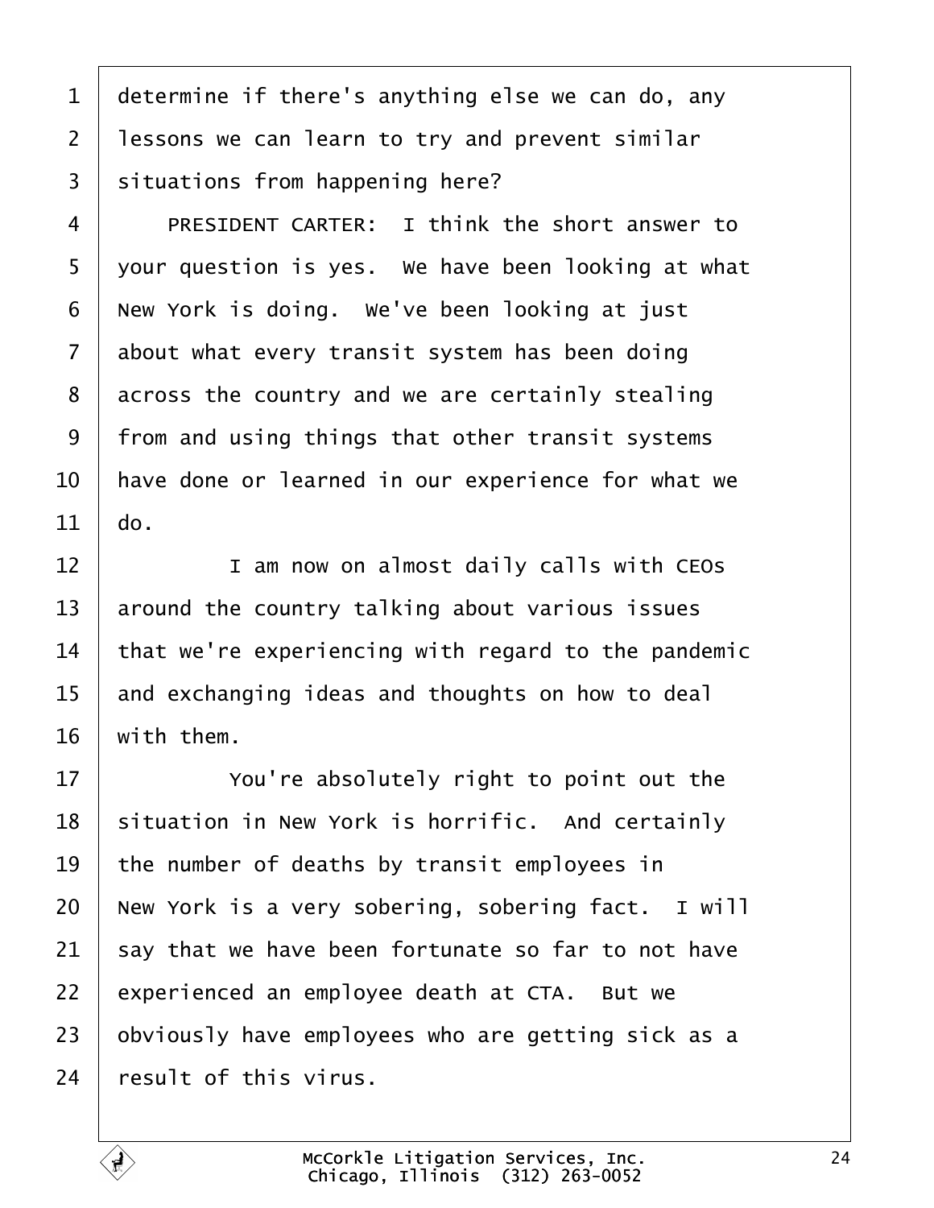determine if there's anything else we can do, any lessons we can learn to try and prevent similar situations from happening here?

PRESIDENT CARTER: I think the short answer to your question is yes. We have been looking at what New York is doing. We've been looking at just about what every transit system has been doing across the country and we are certainly stealing from and using things that other transit systems have done or learned in our experience for what we do.

I am now on almost daily calls with CEOs around the country talking about various issues that we're experiencing with regard to the pandemic and exchanging ideas and thoughts on how to deal with them.

You're absolutely right to point out the situation in New York is horrific. And certainly the number of deaths by transit employees in New York is a very sobering, sobering fact. I will say that we have been fortunate so far to not have experienced an employee death at CTA. But we obviously have employees who are getting sick as a result of this virus.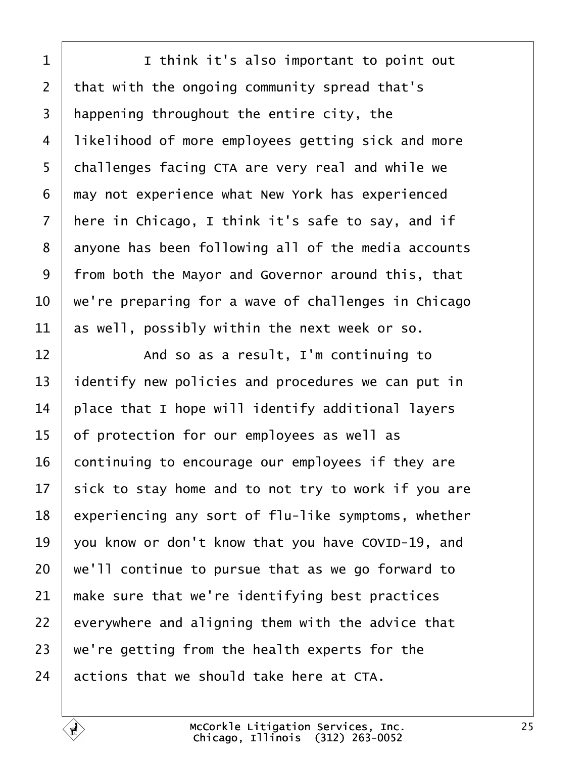I think it's also important to point out that with the ongoing community spread that's happening throughout the entire city, the likelihood of more employees getting sick and more challenges facing CTA are very real and while we may not experience what New York has experienced here in Chicago, I think it's safe to say, and if anyone has been following all of the media accounts from both the Mayor and Governor around this, that we're preparing for a wave of challenges in Chicago as well, possibly within the next week or so.

And so as a result, I'm continuing to identify new policies and procedures we can put in place that I hope will identify additional layers of protection for our employees as well as continuing to encourage our employees if they are sick to stay home and to not try to work if you are experiencing any sort of flu-like symptoms, whether you know or don't know that you have COVID-19, and we'll continue to pursue that as we go forward to make sure that we're identifying best practices everywhere and aligning them with the advice that we're getting from the health experts for the actions that we should take here at CTA.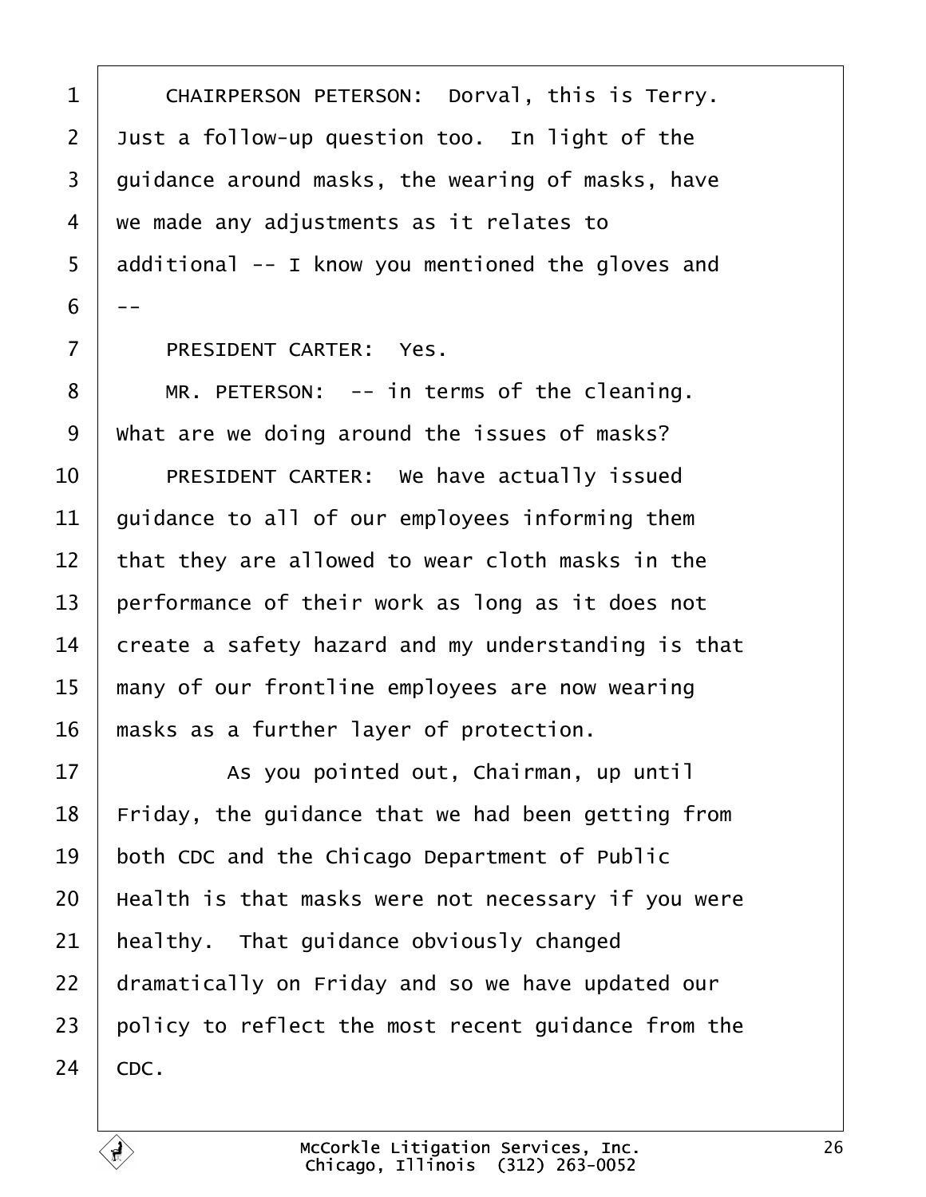1 CHAIRPERSON PETERSON: Dorval, this is Terry.
2 Just a follow-up question too. In light of the
3 guidance around masks, the wearing of masks, have
4 we made any adjustments as it relates to
5 additional -- I know you mentioned the gloves and
6 --
7 PRESIDENT CARTER: Yes.
8 MR. PETERSON: -- in terms of the cleaning.
9 What are we doing around the issues of masks?
10 PRESIDENT CARTER: We have actually issued
11 guidance to all of our employees informing them
12 that they are allowed to wear cloth masks in the
13 performance of their work as long as it does not
14 create a safety hazard and my understanding is that
15 many of our frontline employees are now wearing
16 masks as a further layer of protection.
17 As you pointed out, Chairman, up until
18 Friday, the guidance that we had been getting from
19 both CDC and the Chicago Department of Public
20 Health is that masks were not necessary if you were
21 healthy. That guidance obviously changed
22 dramatically on Friday and so we have updated our
23 policy to reflect the most recent guidance from the
24 CDC.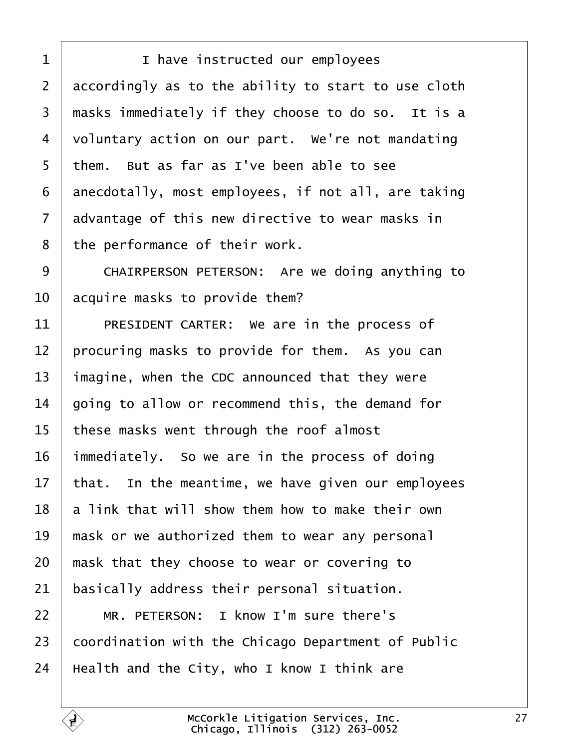I have instructed our employees accordingly as to the ability to start to use cloth masks immediately if they choose to do so. It is a voluntary action on our part. We're not mandating them. But as far as I've been able to see anecdotally, most employees, if not all, are taking advantage of this new directive to wear masks in the performance of their work.

CHAIRPERSON PETERSON: Are we doing anything to acquire masks to provide them?

PRESIDENT CARTER: We are in the process of procuring masks to provide for them. As you can imagine, when the CDC announced that they were going to allow or recommend this, the demand for these masks went through the roof almost immediately. So we are in the process of doing that. In the meantime, we have given our employees a link that will show them how to make their own mask or we authorized them to wear any personal mask that they choose to wear or covering to basically address their personal situation.

MR. PETERSON: I know I'm sure there's coordination with the Chicago Department of Public Health and the City, who I know I think are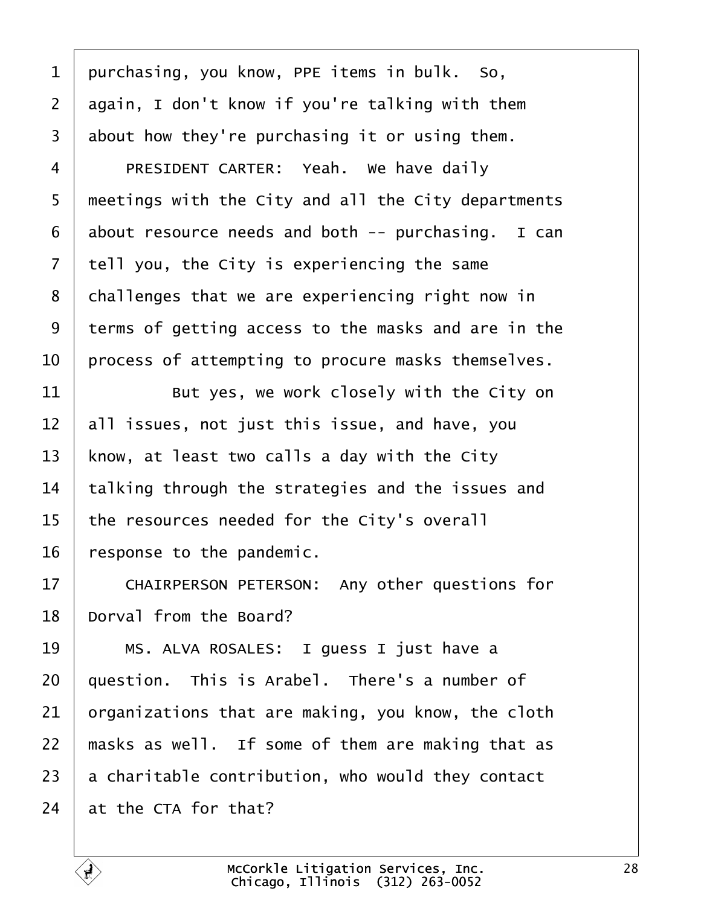purchasing, you know, PPE items in bulk. So, again, I don't know if you're talking with them about how they're purchasing it or using them.

PRESIDENT CARTER: Yeah. We have daily meetings with the City and all the City departments about resource needs and both -- purchasing. I can tell you, the City is experiencing the same challenges that we are experiencing right now in terms of getting access to the masks and are in the process of attempting to procure masks themselves.

But yes, we work closely with the City on all issues, not just this issue, and have, you know, at least two calls a day with the City talking through the strategies and the issues and the resources needed for the City's overall response to the pandemic.

CHAIRPERSON PETERSON: Any other questions for Dorval from the Board?

MS. ALVA ROSALES: I guess I just have a question. This is Arabel. There's a number of organizations that are making, you know, the cloth masks as well. If some of them are making that as a charitable contribution, who would they contact at the CTA for that?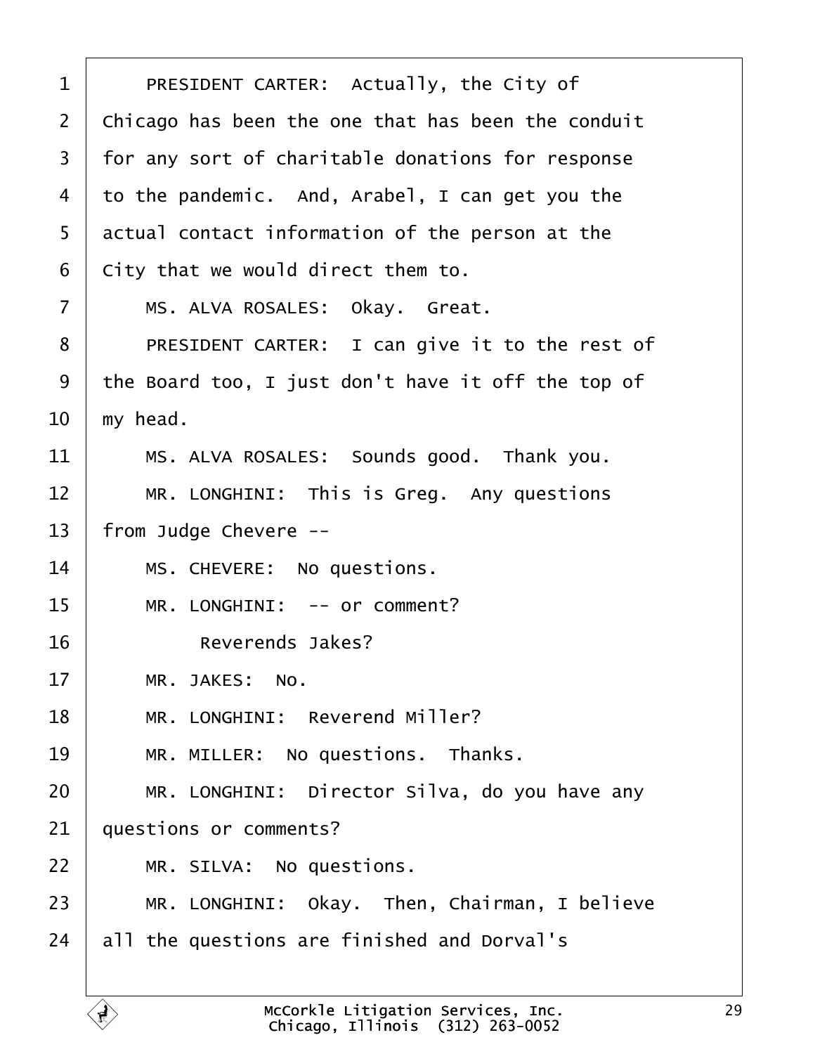1 PRESIDENT CARTER: Actually, the City of
2 Chicago has been the one that has been the conduit
3 for any sort of charitable donations for response
4 to the pandemic. And, Arabel, I can get you the
5 actual contact information of the person at the
6 City that we would direct them to.
7 MS. ALVA ROSALES: Okay. Great.
8 PRESIDENT CARTER: I can give it to the rest of
9 the Board too, I just don't have it off the top of
10 my head.
11 MS. ALVA ROSALES: Sounds good. Thank you.
12 MR. LONGHINI: This is Greg. Any questions
13 from Judge Chevere --
14 MS. CHEVERE: No questions.
15 MR. LONGHINI: -- or comment?
16 Reverends Jakes?
17 MR. JAKES: No.
18 MR. LONGHINI: Reverend Miller?
19 MR. MILLER: No questions. Thanks.
20 MR. LONGHINI: Director Silva, do you have any
21 questions or comments?
22 MR. SILVA: No questions.
23 MR. LONGHINI: Okay. Then, Chairman, I believe
24 all the questions are finished and Dorval's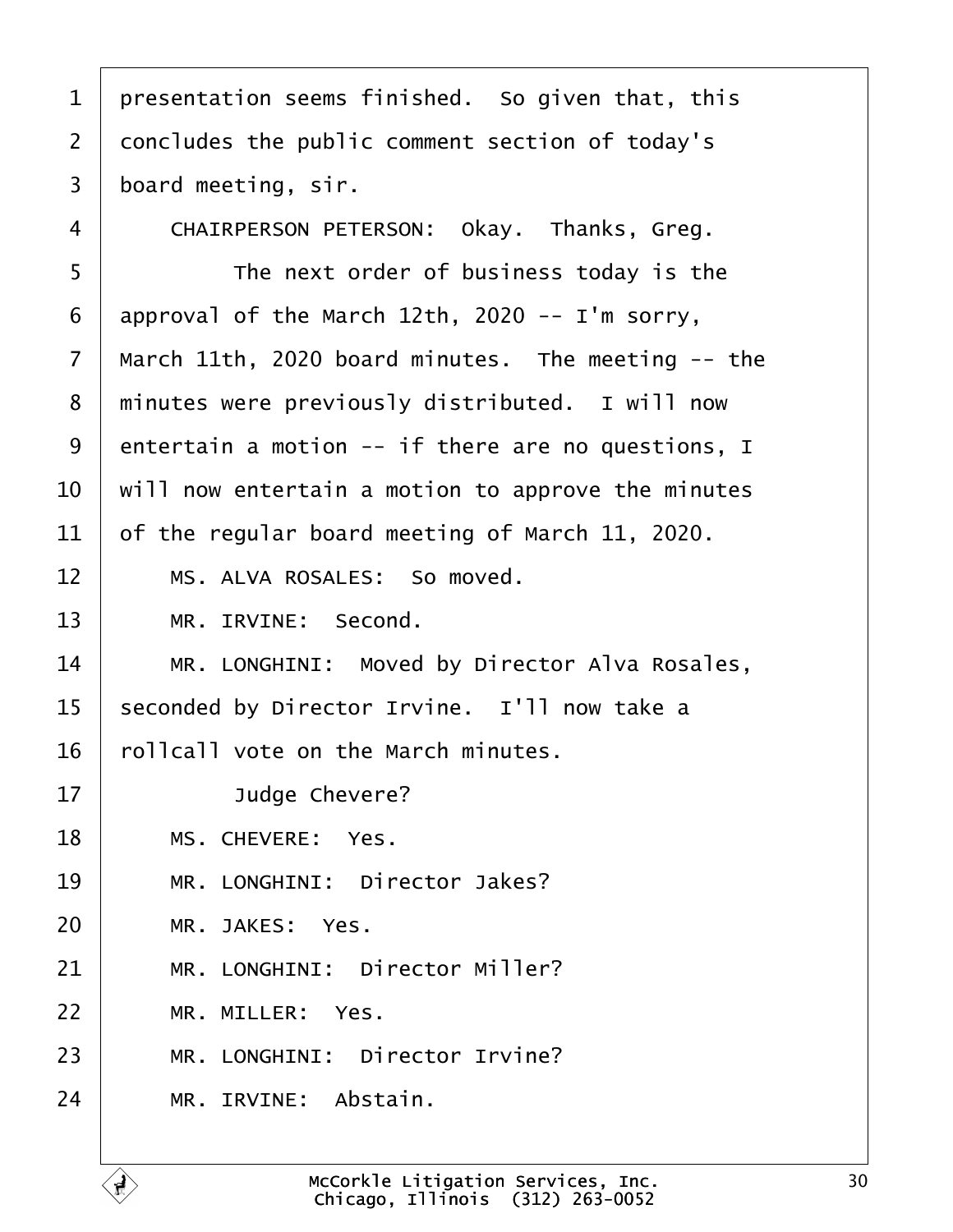presentation seems finished. So given that, this concludes the public comment section of today's board meeting, sir.

CHAIRPERSON PETERSON: Okay. Thanks, Greg.

The next order of business today is the approval of the March 12th, 2020 -- I'm sorry, March 11th, 2020 board minutes. The meeting -- the minutes were previously distributed. I will now entertain a motion -- if there are no questions, I will now entertain a motion to approve the minutes of the regular board meeting of March 11, 2020.

MS. ALVA ROSALES: So moved.

MR. IRVINE: Second.

MR. LONGHINI: Moved by Director Alva Rosales, seconded by Director Irvine. I'll now take a rollcall vote on the March minutes.

Judge Chevere?

MS. CHEVERE: Yes.

MR. LONGHINI: Director Jakes?

MR. JAKES: Yes.

MR. LONGHINI: Director Miller?

MR. MILLER: Yes.

MR. LONGHINI: Director Irvine?

MR. IRVINE: Abstain.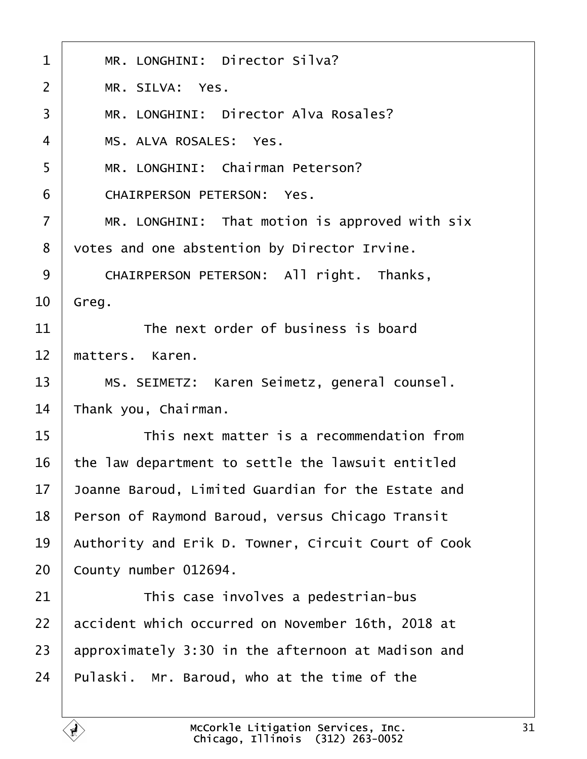1 MR. LONGHINI: Director Silva?

2 MR. SILVA: Yes.

3 MR. LONGHINI: Director Alva Rosales?

4 MS. ALVA ROSALES: Yes.

5 MR. LONGHINI: Chairman Peterson?

6 CHAIRPERSON PETERSON: Yes.

7 MR. LONGHINI: That motion is approved with six

8 votes and one abstention by Director Irvine.

9 CHAIRPERSON PETERSON: All right. Thanks,

10 Greg.

11 The next order of business is board

12 matters. Karen.

13 MS. SEIMETZ: Karen Seimetz, general counsel.

14 Thank you, Chairman.

15 This next matter is a recommendation from

16 the law department to settle the lawsuit entitled

17 Joanne Baroud, Limited Guardian for the Estate and

18 Person of Raymond Baroud, versus Chicago Transit

19 Authority and Erik D. Towner, Circuit Court of Cook

20 County number 012694.

21 This case involves a pedestrian-bus

22 accident which occurred on November 16th, 2018 at

23 approximately 3:30 in the afternoon at Madison and

24 Pulaski. Mr. Baroud, who at the time of the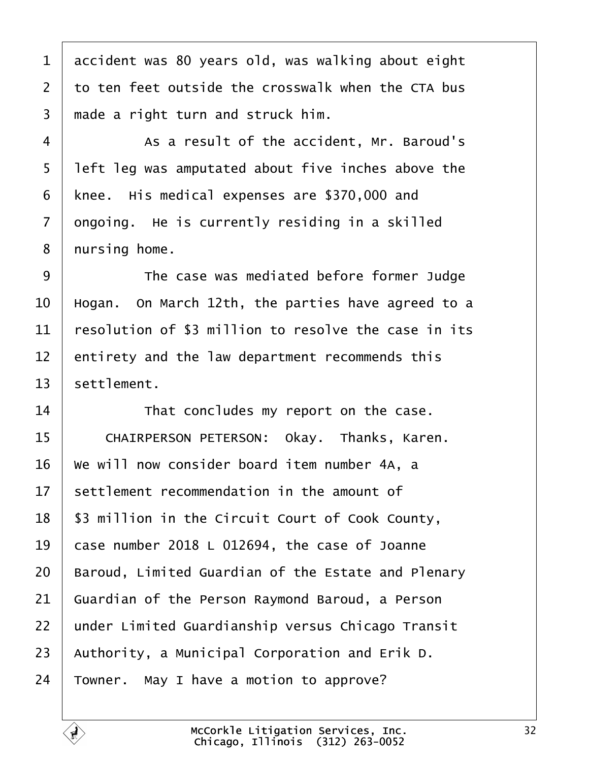accident was 80 years old, was walking about eight to ten feet outside the crosswalk when the CTA bus made a right turn and struck him.

As a result of the accident, Mr. Baroud's left leg was amputated about five inches above the knee. His medical expenses are $370,000 and ongoing. He is currently residing in a skilled nursing home.

The case was mediated before former Judge Hogan. On March 12th, the parties have agreed to a resolution of $3 million to resolve the case in its entirety and the law department recommends this settlement.

That concludes my report on the case.

CHAIRPERSON PETERSON: Okay. Thanks, Karen. We will now consider board item number 4A, a settlement recommendation in the amount of $3 million in the Circuit Court of Cook County, case number 2018 L 012694, the case of Joanne Baroud, Limited Guardian of the Estate and Plenary Guardian of the Person Raymond Baroud, a Person under Limited Guardianship versus Chicago Transit Authority, a Municipal Corporation and Erik D. Towner. May I have a motion to approve?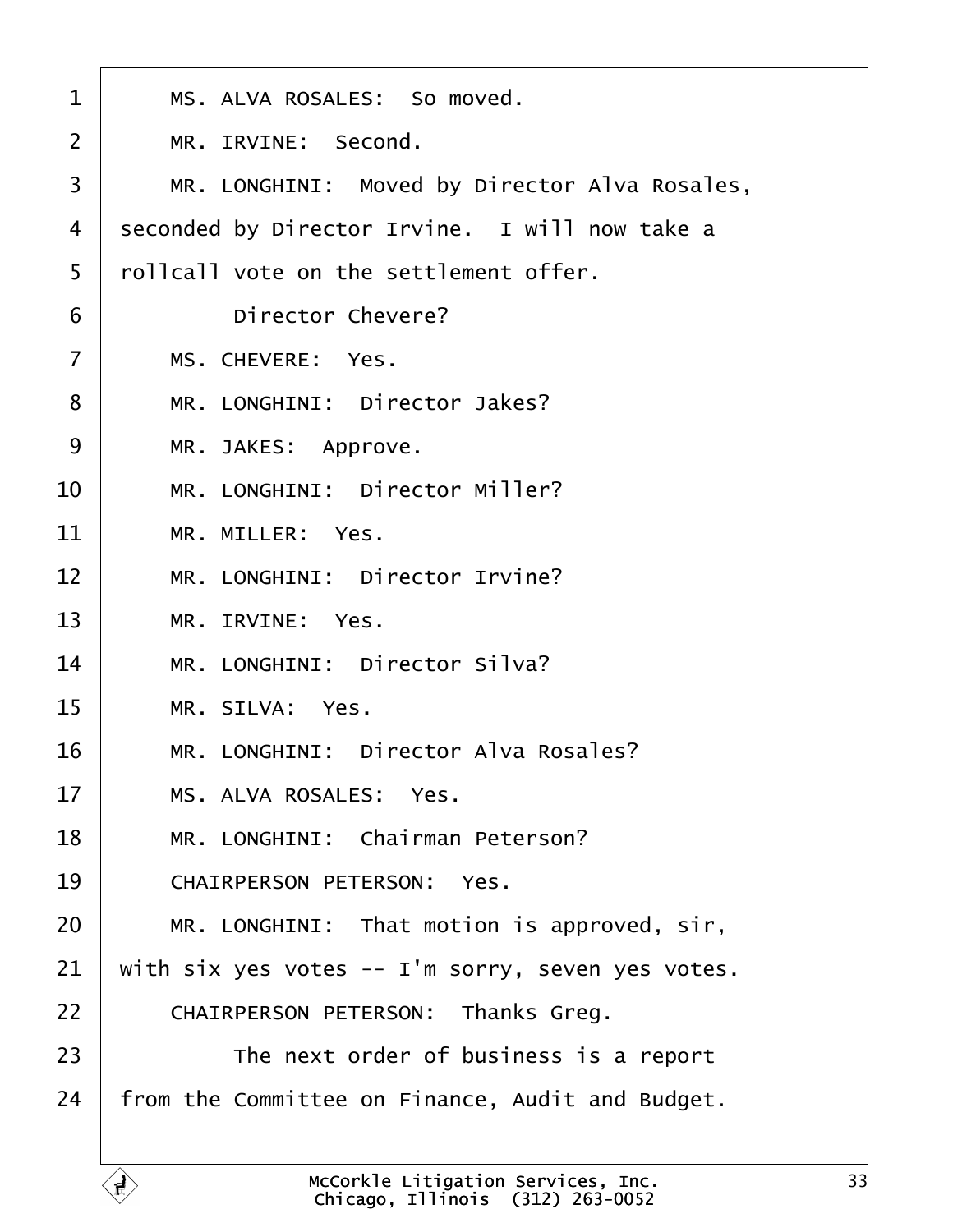MS. ALVA ROSALES: So moved.

MR. IRVINE: Second.

MR. LONGHINI: Moved by Director Alva Rosales, seconded by Director Irvine. I will now take a rollcall vote on the settlement offer.

Director Chevere?

MS. CHEVERE: Yes.

MR. LONGHINI: Director Jakes?

MR. JAKES: Approve.

MR. LONGHINI: Director Miller?

MR. MILLER: Yes.

MR. LONGHINI: Director Irvine?

MR. IRVINE: Yes.

MR. LONGHINI: Director Silva?

MR. SILVA: Yes.

MR. LONGHINI: Director Alva Rosales?

MS. ALVA ROSALES: Yes.

MR. LONGHINI: Chairman Peterson?

CHAIRPERSON PETERSON: Yes.

MR. LONGHINI: That motion is approved, sir, with six yes votes -- I'm sorry, seven yes votes.

CHAIRPERSON PETERSON: Thanks Greg.

The next order of business is a report from the Committee on Finance, Audit and Budget.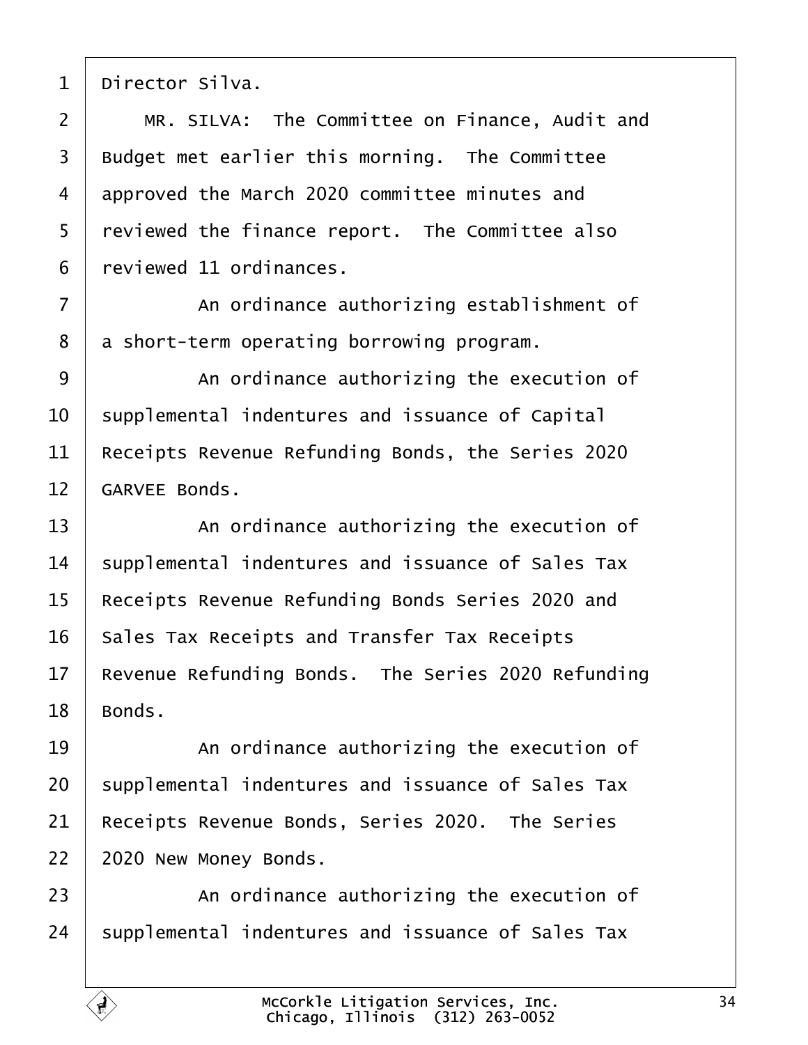Director Silva.

MR. SILVA: The Committee on Finance, Audit and Budget met earlier this morning. The Committee approved the March 2020 committee minutes and reviewed the finance report. The Committee also reviewed 11 ordinances.

An ordinance authorizing establishment of a short-term operating borrowing program.

An ordinance authorizing the execution of supplemental indentures and issuance of Capital Receipts Revenue Refunding Bonds, the Series 2020 GARVEE Bonds.

An ordinance authorizing the execution of supplemental indentures and issuance of Sales Tax Receipts Revenue Refunding Bonds Series 2020 and Sales Tax Receipts and Transfer Tax Receipts Revenue Refunding Bonds. The Series 2020 Refunding Bonds.

An ordinance authorizing the execution of supplemental indentures and issuance of Sales Tax Receipts Revenue Bonds, Series 2020. The Series 2020 New Money Bonds.

An ordinance authorizing the execution of supplemental indentures and issuance of Sales Tax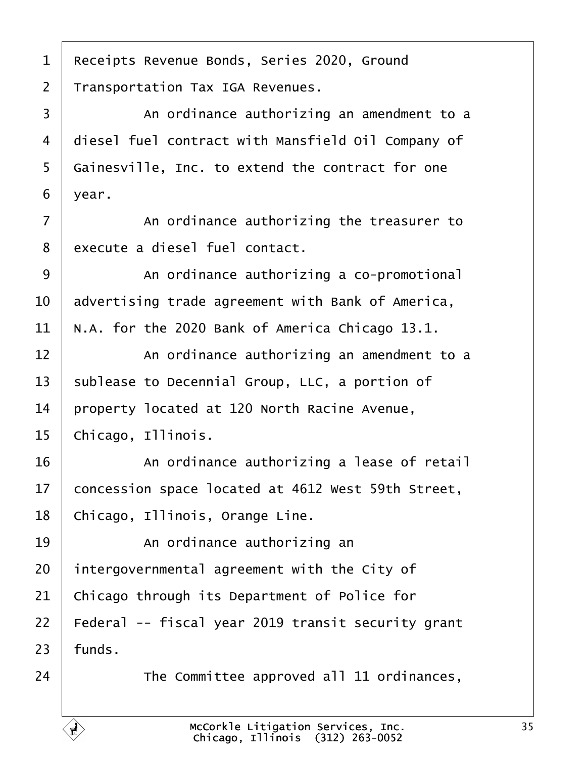Receipts Revenue Bonds, Series 2020, Ground Transportation Tax IGA Revenues.

An ordinance authorizing an amendment to a diesel fuel contract with Mansfield Oil Company of Gainesville, Inc. to extend the contract for one year.

An ordinance authorizing the treasurer to execute a diesel fuel contact.

An ordinance authorizing a co-promotional advertising trade agreement with Bank of America, N.A. for the 2020 Bank of America Chicago 13.1.

An ordinance authorizing an amendment to a sublease to Decennial Group, LLC, a portion of property located at 120 North Racine Avenue, Chicago, Illinois.

An ordinance authorizing a lease of retail concession space located at 4612 West 59th Street, Chicago, Illinois, Orange Line.

An ordinance authorizing an intergovernmental agreement with the City of Chicago through its Department of Police for Federal -- fiscal year 2019 transit security grant funds.

The Committee approved all 11 ordinances,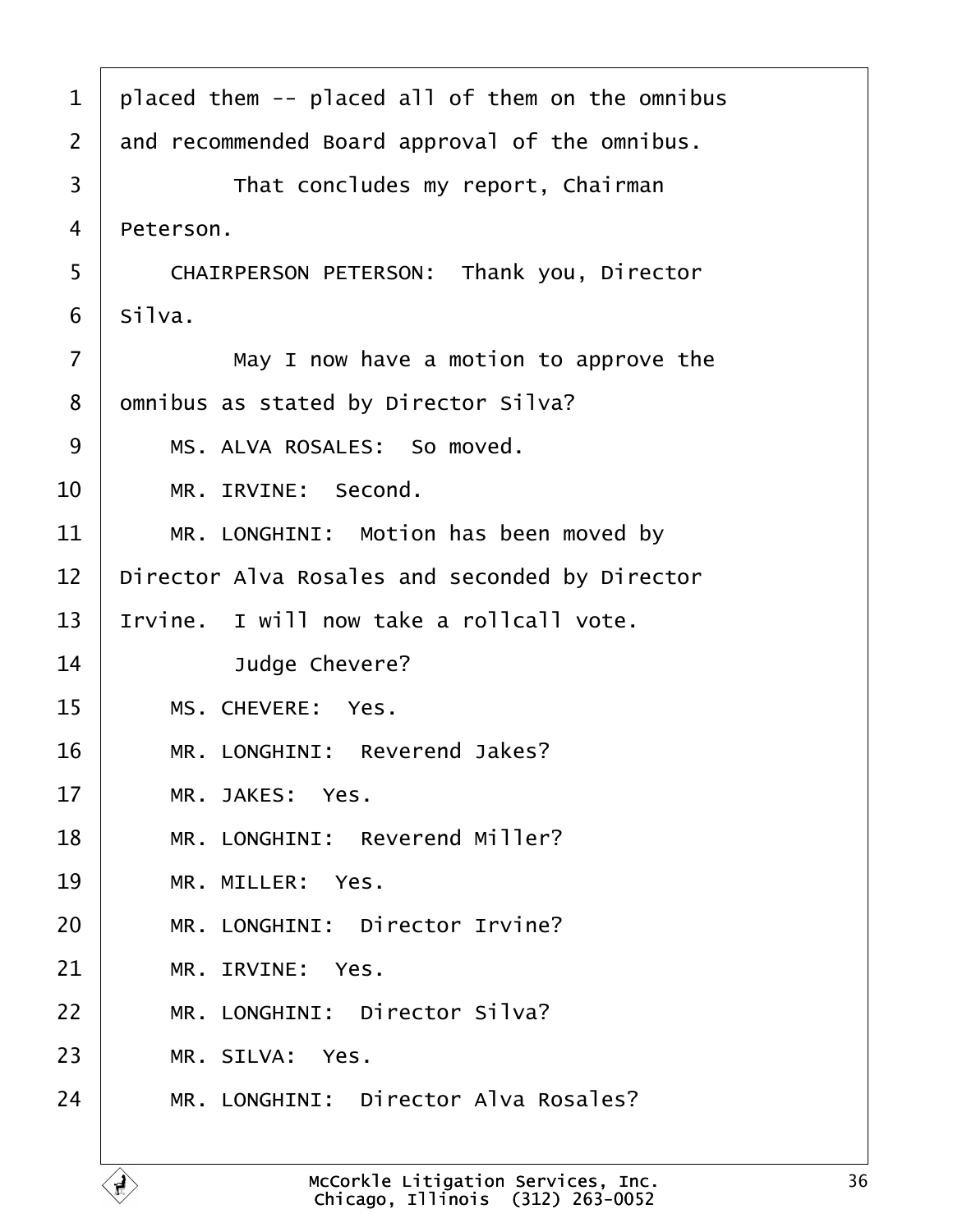1 placed them -- placed all of them on the omnibus
2 and recommended Board approval of the omnibus.
3 That concludes my report, Chairman
4 Peterson.
5 CHAIRPERSON PETERSON: Thank you, Director
6 Silva.
7 May I now have a motion to approve the
8 omnibus as stated by Director Silva?
9 MS. ALVA ROSALES: So moved.
10 MR. IRVINE: Second.
11 MR. LONGHINI: Motion has been moved by
12 Director Alva Rosales and seconded by Director
13 Irvine. I will now take a rollcall vote.
14 Judge Chevere?
15 MS. CHEVERE: Yes.
16 MR. LONGHINI: Reverend Jakes?
17 MR. JAKES: Yes.
18 MR. LONGHINI: Reverend Miller?
19 MR. MILLER: Yes.
20 MR. LONGHINI: Director Irvine?
21 MR. IRVINE: Yes.
22 MR. LONGHINI: Director Silva?
23 MR. SILVA: Yes.
24 MR. LONGHINI: Director Alva Rosales?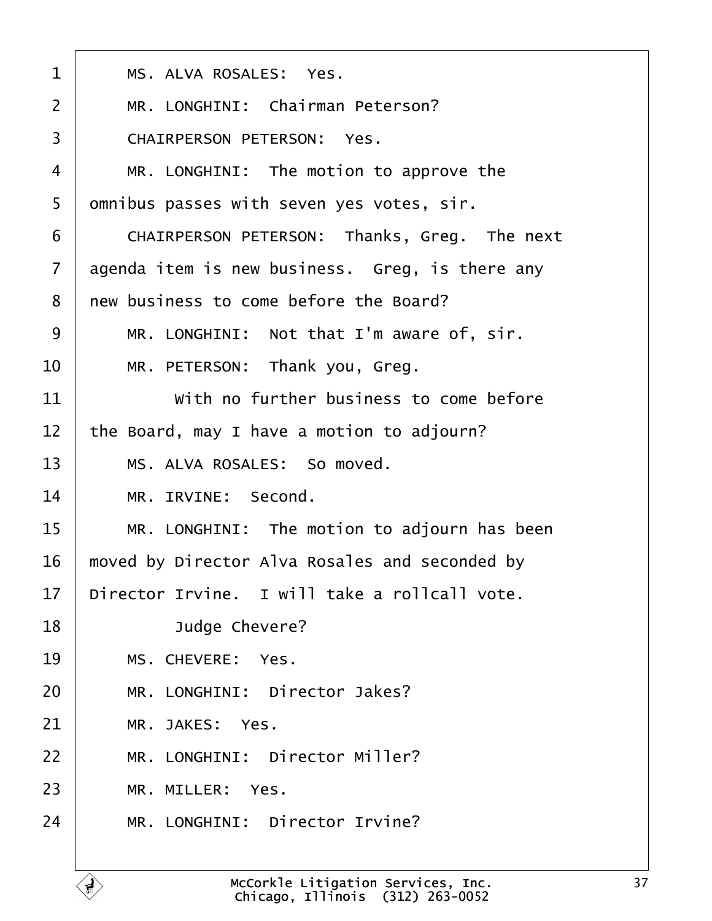1 MS. ALVA ROSALES: Yes.

2 MR. LONGHINI: Chairman Peterson?

3 CHAIRPERSON PETERSON: Yes.

4 MR. LONGHINI: The motion to approve the

5 omnibus passes with seven yes votes, sir.

6 CHAIRPERSON PETERSON: Thanks, Greg. The next

7 agenda item is new business. Greg, is there any

8 new business to come before the Board?

9 MR. LONGHINI: Not that I'm aware of, sir.

10 MR. PETERSON: Thank you, Greg.

11 With no further business to come before

12 the Board, may I have a motion to adjourn?

13 MS. ALVA ROSALES: So moved.

14 MR. IRVINE: Second.

15 MR. LONGHINI: The motion to adjourn has been

16 moved by Director Alva Rosales and seconded by

17 Director Irvine. I will take a rollcall vote.

18 Judge Chevere?

19 MS. CHEVERE: Yes.

20 MR. LONGHINI: Director Jakes?

21 MR. JAKES: Yes.

22 MR. LONGHINI: Director Miller?

23 MR. MILLER: Yes.

24 MR. LONGHINI: Director Irvine?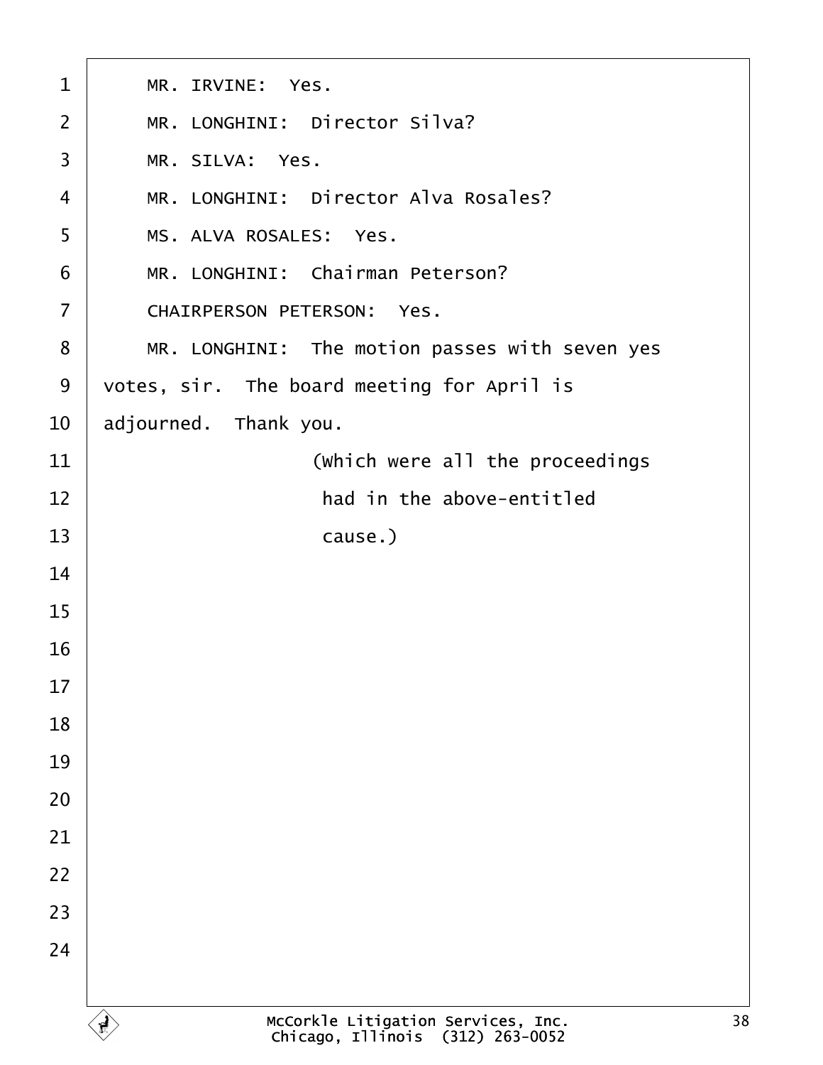MR. IRVINE:  Yes.

MR. LONGHINI:  Director Silva?

MR. SILVA:  Yes.

MR. LONGHINI:  Director Alva Rosales?

MS. ALVA ROSALES:  Yes.

MR. LONGHINI:  Chairman Peterson?

CHAIRPERSON PETERSON:  Yes.

MR. LONGHINI:  The motion passes with seven yes votes, sir.  The board meeting for April is adjourned.  Thank you.

(Which were all the proceedings had in the above-entitled cause.)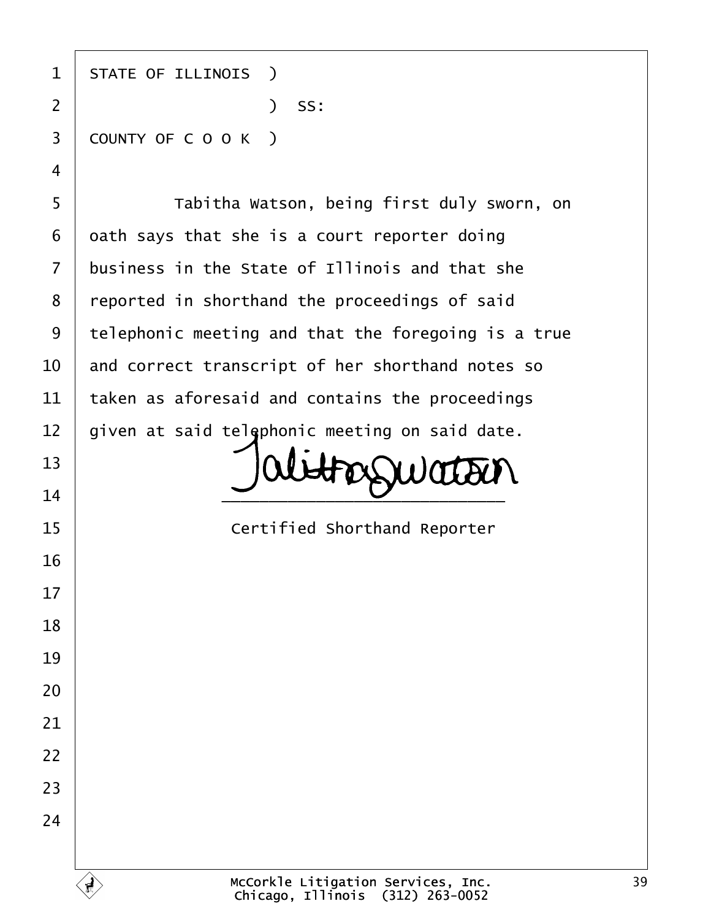STATE OF ILLINOIS )
                  ) SS:
COUNTY OF C O O K )

Tabitha Watson, being first duly sworn, on oath says that she is a court reporter doing business in the State of Illinois and that she reported in shorthand the proceedings of said telephonic meeting and that the foregoing is a true and correct transcript of her shorthand notes so taken as aforesaid and contains the proceedings given at said telephonic meeting on said date.

Tabitha Watson
______________________________
Certified Shorthand Reporter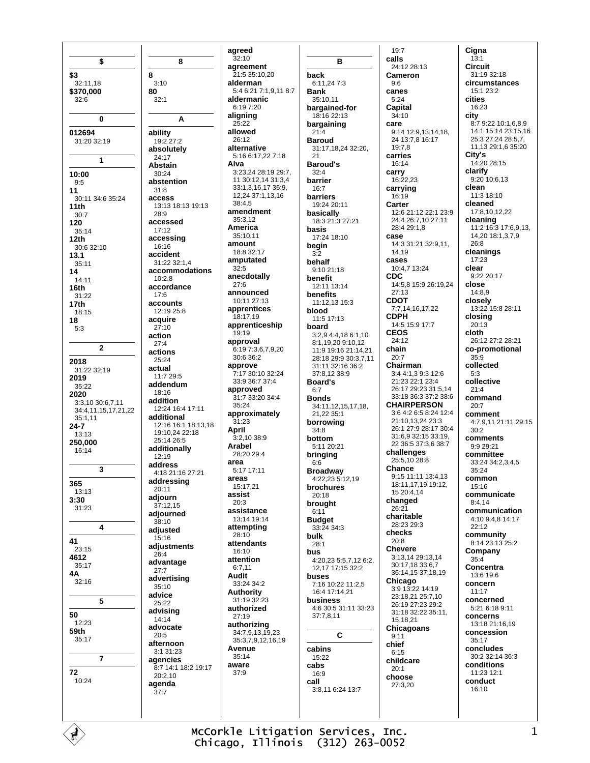**$**

**$3**
32:11,18
**$370,000**
32:6

**0**

**012694**
31:20 32:19

**1**

**10:00**
9:5
**11**
30:11 34:6 35:24
**11th**
30:7
**120**
35:14
**12th**
30:6 32:10
**13.1**
35:11
**14**
14:11
**16th**
31:22
**17th**
18:15
**18**
5:3

**2**

**2018**
31:22 32:19
**2019**
35:22
**2020**
3:3,10 30:6,7,11 34:4,11,15,17,21,22 35:1,11
**24-7**
13:13
**250,000**
16:14

**3**

**365**
13:13
**3:30**
31:23

**4**

**41**
23:15
**4612**
35:17
**4A**
32:16

**5**

**50**
12:23
**59th**
35:17

**7**

**72**
10:24

**8**

**8**
3:10
**80**
32:1

**A**

**ability**
19:2 27:2
**absolutely**
24:17
**Abstain**
30:24
**abstention**
31:8
**access**
13:13 18:13 19:13 28:9
**accessed**
17:12
**accessing**
16:16
**accident**
31:22 32:1,4
**accommodations**
10:2,8
**accordance**
17:6
**accounts**
12:19 25:8
**acquire**
27:10
**action**
27:4
**actions**
25:24
**actual**
11:7 29:5
**addendum**
18:16
**addition**
12:24 16:4 17:11
**additional**
12:16 16:1 18:13,18 19:10,24 22:18 25:14 26:5
**additionally**
12:19
**address**
4:18 21:16 27:21
**addressing**
20:11
**adjourn**
37:12,15
**adjourned**
38:10
**adjusted**
15:16
**adjustments**
26:4
**advantage**
27:7
**advertising**
35:10
**advice**
25:22
**advising**
14:14
**advocate**
20:5
**afternoon**
3:1 31:23
**agencies**
8:7 14:1 18:2 19:17 20:2,10
**agenda**
37:7
**agreed**
32:10
**agreement**
21:5 35:10,20
**alderman**
5:4 6:21 7:1,9,11 8:7
**aldermanic**
6:19 7:20
**aligning**
25:22
**allowed**
26:12
**alternative**
5:16 6:17,22 7:18
**Alva**
3:23,24 28:19 29:7,11 30:12,14 31:3,4 33:1,3,16,17 36:9,12,24 37:1,13,16 38:4,5
**amendment**
35:3,12
**America**
35:10,11
**amount**
18:8 32:17
**amputated**
32:5
**anecdotally**
27:6
**announced**
10:11 27:13
**apprentices**
18:17,19
**apprenticeship**
19:19
**approval**
6:19 7:3,6,7,9,20 30:6 36:2
**approve**
7:17 30:10 32:24 33:9 36:7 37:4
**approved**
31:7 33:20 34:4 35:24
**approximately**
31:23
**April**
3:2,10 38:9
**Arabel**
28:20 29:4
**area**
5:17 17:11
**areas**
15:17,21
**assist**
20:3
**assistance**
13:14 19:14
**attempting**
28:10
**attendants**
16:10
**attention**
6:7,11
**Audit**
33:24 34:2
**Authority**
31:19 32:23
**authorized**
27:19
**authorizing**
34:7,9,13,19,23 35:3,7,9,12,16,19
**Avenue**
35:14
**aware**
37:9

**B**

**back**
6:11,24 7:3
**Bank**
35:10,11
**bargained-for**
18:16 22:13
**bargaining**
21:4
**Baroud**
31:17,18,24 32:20,21
**Baroud's**
32:4
**barrier**
16:7
**barriers**
19:24 20:11
**basically**
18:3 21:3 27:21
**basis**
17:24 18:10
**begin**
3:2
**behalf**
9:10 21:18
**benefit**
12:11 13:14
**benefits**
11:12,13 15:3
**blood**
11:5 17:13
**board**
3:2,9 4:4,18 6:1,10 8:1,19,20 9:10,12 11:9 19:16 21:14,21 28:18 29:9 30:3,7,11 31:11 32:16 36:2 37:8,12 38:9
**Board's**
6:7
**Bonds**
34:11,12,15,17,18,21,22 35:1
**borrowing**
34:8
**bottom**
5:11 20:21
**bringing**
6:6
**Broadway**
4:22,23 5:12,19
**brochures**
20:18
**brought**
6:11
**Budget**
33:24 34:3
**bulk**
28:1
**bus**
4:20,23 5:5,7,12 6:2,12,17 17:15 32:2
**buses**
7:16 10:22 11:2,5 16:4 17:14,21
**business**
4:6 30:5 31:11 33:23 37:7,8,11

**C**

**cabins**
15:22
**cabs**
16:9
**call**
3:8,11 6:24 13:7 19:7
**calls**
24:12 28:13
**Cameron**
9:6
**canes**
5:24
**Capital**
34:10
**care**
9:14 12:9,13,14,18,24 13:7,8 16:17 19:7,8
**carries**
16:14
**carry**
16:22,23
**carrying**
16:19
**Carter**
12:6 21:12 22:1 23:9 24:4 26:7,10 27:11 28:4 29:1,8
**case**
14:3 31:21 32:9,11,14,19
**cases**
10:4,7 13:24
**CDC**
14:5,8 15:9 26:19,24 27:13
**CDOT**
7:7,14,16,17,22
**CDPH**
14:5 15:9 17:7
**CEOS**
24:12
**chain**
20:7
**Chairman**
3:4 4:1,3 9:3 12:6 21:23 22:1 23:4 26:17 29:23 31:5,14 33:18 36:3 37:2 38:6
**CHAIRPERSON**
3:6 4:2 6:5 8:24 12:4 21:10,13,24 23:3 26:1 27:9 28:17 30:4 31:6,9 32:15 33:19,22 36:5 37:3,6 38:7
**challenges**
25:5,10 28:8
**Chance**
9:15 11:11 13:4,13 18:11,17,19 19:12,15 20:4,14
**changed**
26:21
**charitable**
28:23 29:3
**checks**
20:8
**Chevere**
3:13,14 29:13,14 30:17,18 33:6,7 36:14,15 37:18,19
**Chicago**
3:9 13:22 14:19 23:18,21 25:7,10 26:19 27:23 29:2 31:18 32:22 35:11,15,18,21
**Chicagoans**
9:11
**chief**
6:15
**childcare**
20:1
**choose**
27:3,20
**Cigna**
13:1
**Circuit**
31:19 32:18
**circumstances**
15:1 23:2
**cities**
16:23
**city**
8:7 9:22 10:1,6,8,9 14:1 15:14 23:15,16 25:3 27:24 28:5,7,11,13 29:1,6 35:20
**City's**
14:20 28:15
**clarify**
9:20 10:6,13
**clean**
11:3 18:10
**cleaned**
17:8,10,12,22
**cleaning**
11:2 16:3 17:6,9,13,14,20 18:1,3,7,9 26:8
**cleanings**
17:23
**clear**
9:22 20:17
**close**
14:8,9
**closely**
13:22 15:8 28:11
**closing**
20:13
**cloth**
26:12 27:2 28:21
**co-promotional**
35:9
**collected**
5:3
**collective**
21:4
**command**
20:7
**comment**
4:7,9,11 21:11 29:15 30:2
**comments**
9:9 29:21
**committee**
33:24 34:2,3,4,5 35:24
**common**
15:16
**communicate**
8:4,14
**communication**
4:10 9:4,8 14:17 22:12
**community**
8:14 23:13 25:2
**Company**
35:4
**Concentra**
13:6 19:6
**concern**
11:17
**concerned**
5:21 6:18 9:11
**concerns**
13:18 21:16,19
**concession**
35:17
**concludes**
30:2 32:14 36:3
**conditions**
11:23 12:1
**conduct**
16:10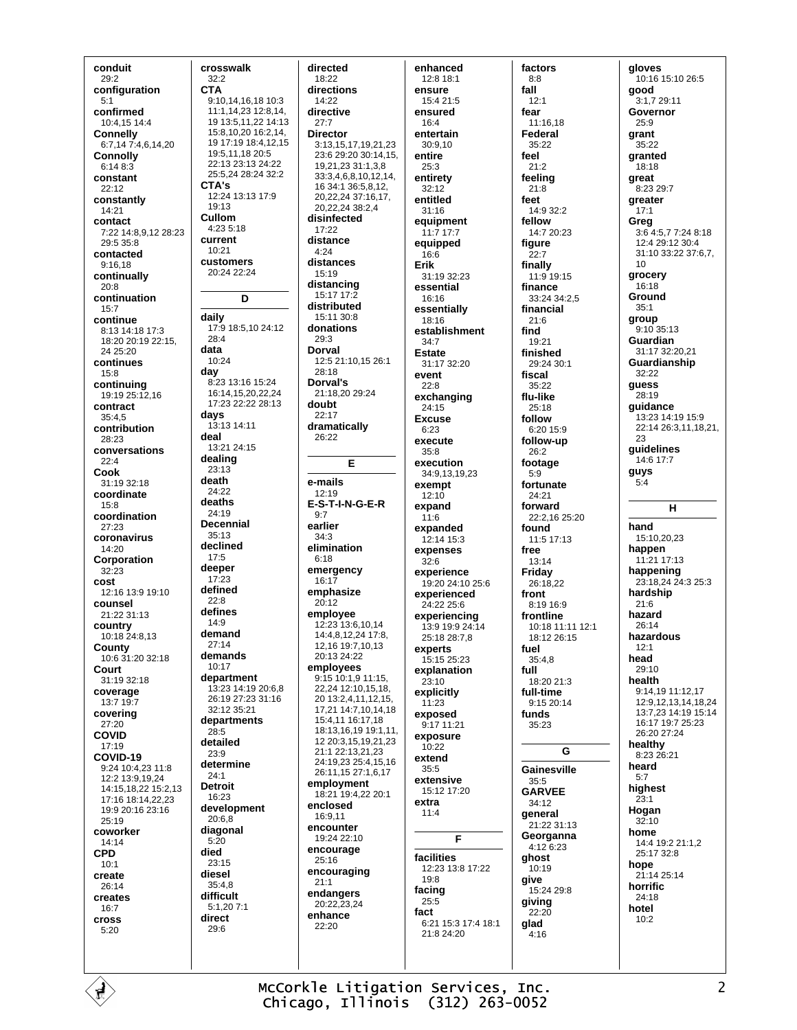**conduit**
29:2
**configuration**
5:1
**confirmed**
10:4,15 14:4
**Connelly**
6:7,14 7:4,6,14,20
**Connolly**
6:14 8:3
**constant**
22:12
**constantly**
14:21
**contact**
7:22 14:8,9,12 28:23 29:5 35:8
**contacted**
9:16,18
**continually**
20:8
**continuation**
15:7
**continue**
8:13 14:18 17:3 18:20 20:19 22:15, 24 25:20
**continues**
15:8
**continuing**
19:19 25:12,16
**contract**
35:4,5
**contribution**
28:23
**conversations**
22:4
**Cook**
31:19 32:18
**coordinate**
15:8
**coordination**
27:23
**coronavirus**
14:20
**Corporation**
32:23
**cost**
12:16 13:9 19:10
**counsel**
21:22 31:13
**country**
10:18 24:8,13
**County**
10:6 31:20 32:18
**Court**
31:19 32:18
**coverage**
13:7 19:7
**covering**
27:20
**COVID**
17:19
**COVID-19**
9:24 10:4,23 11:8 12:2 13:9,19,24 14:15,18,22 15:2,13 17:16 18:14,22,23 19:9 20:16 23:16 25:19
**coworker**
14:14
**CPD**
10:1
**create**
26:14
**creates**
16:7
**cross**
5:20
**crosswalk**
32:2
**CTA**
9:10,14,16,18 10:3 11:1,14,23 12:8,14, 19 13:5,11,22 14:13 15:8,10,20 16:2,14, 19 17:19 18:4,12,15 19:5,11,18 20:5 22:13 23:13 24:22 25:5,24 28:24 32:2
**CTA's**
12:24 13:13 17:9 19:13
**Cullom**
4:23 5:18
**current**
10:21
**customers**
20:24 22:24

## D

**daily**
17:9 18:5,10 24:12 28:4
**data**
10:24
**day**
8:23 13:16 15:24 16:14,15,20,22,24 17:23 22:22 28:13
**days**
13:13 14:11
**deal**
13:21 24:15
**dealing**
23:13
**death**
24:22
**deaths**
24:19
**Decennial**
35:13
**declined**
17:5
**deeper**
17:23
**defined**
22:8
**defines**
14:9
**demand**
27:14
**demands**
10:17
**department**
13:23 14:19 20:6,8 26:19 27:23 31:16 32:12 35:21
**departments**
28:5
**detailed**
23:9
**determine**
24:1
**Detroit**
16:23
**development**
20:6,8
**diagonal**
5:20
**died**
23:15
**diesel**
35:4,8
**difficult**
5:1,20 7:1
**direct**
29:6
**directed**
18:22
**directions**
14:22
**directive**
27:7
**Director**
3:13,15,17,19,21,23 23:6 29:20 30:14,15, 19,21,23 31:1,3,8 33:3,4,6,8,10,12,14, 16 34:1 36:5,8,12, 20,22,24 37:16,17, 20,22,24 38:2,4
**disinfected**
17:22
**distance**
4:24
**distances**
15:19
**distancing**
15:17 17:2
**distributed**
15:11 30:8
**donations**
29:3
**Dorval**
12:5 21:10,15 26:1 28:18
**Dorval's**
21:18,20 29:24
**doubt**
22:17
**dramatically**
26:22

## E

**e-mails**
12:19
**E-S-T-I-N-G-E-R**
9:7
**earlier**
34:3
**elimination**
6:18
**emergency**
16:17
**emphasize**
20:12
**employee**
12:23 13:6,10,14 14:4,8,12,24 17:8, 12,16 19:7,10,13 20:13 24:22
**employees**
9:15 10:1,9 11:15, 22,24 12:10,15,18, 20 13:2,4,11,12,15, 17,21 14:7,10,14,18 15:4,11 16:17,18 18:13,16,19 19:1,11, 12 20:3,15,19,21,23 21:1 22:13,21,23 24:19,23 25:4,15,16 26:11,15 27:1,6,17
**employment**
18:21 19:4,22 20:1
**enclosed**
16:9,11
**encounter**
19:24 22:10
**encourage**
25:16
**encouraging**
21:1
**endangers**
20:22,23,24
**enhance**
22:20
**enhanced**
12:8 18:1
**ensure**
15:4 21:5
**ensured**
16:4
**entertain**
30:9,10
**entire**
25:3
**entirety**
32:12
**entitled**
31:16
**equipment**
11:7 17:7
**equipped**
16:6
**Erik**
31:19 32:23
**essential**
16:16
**essentially**
18:16
**establishment**
34:7
**Estate**
31:17 32:20
**event**
22:8
**exchanging**
24:15
**Excuse**
6:23
**execute**
35:8
**execution**
34:9,13,19,23
**exempt**
12:10
**expand**
11:6
**expanded**
12:14 15:3
**expenses**
32:6
**experience**
19:20 24:10 25:6
**experienced**
24:22 25:6
**experiencing**
13:9 19:9 24:14 25:18 28:7,8
**experts**
15:15 25:23
**explanation**
23:10
**explicitly**
11:23
**exposed**
9:17 11:21
**exposure**
10:22
**extend**
35:5
**extensive**
15:12 17:20
**extra**
11:4

## F

**facilities**
12:23 13:8 17:22 19:8
**facing**
25:5
**fact**
6:21 15:3 17:4 18:1 21:8 24:20
**factors**
8:8
**fall**
12:1
**fear**
11:16,18
**Federal**
35:22
**feel**
21:2
**feeling**
21:8
**feet**
14:9 32:2
**fellow**
14:7 20:23
**figure**
22:7
**finally**
11:9 19:15
**finance**
33:24 34:2,5
**financial**
21:6
**find**
19:21
**finished**
29:24 30:1
**fiscal**
35:22
**flu-like**
25:18
**follow**
6:20 15:9
**follow-up**
26:2
**footage**
5:9
**fortunate**
24:21
**forward**
22:2,16 25:20
**found**
11:5 17:13
**free**
13:14
**Friday**
26:18,22
**front**
8:19 16:9
**frontline**
10:18 11:11 12:1 18:12 26:15
**fuel**
35:4,8
**full**
18:20 21:3
**full-time**
9:15 20:14
**funds**
35:23

## G

**Gainesville**
35:5
**GARVEE**
34:12
**general**
21:22 31:13
**Georganna**
4:12 6:23
**ghost**
10:19
**give**
15:24 29:8
**giving**
22:20
**glad**
4:16
**gloves**
10:16 15:10 26:5
**good**
3:1,7 29:11
**Governor**
25:9
**grant**
35:22
**granted**
18:18
**great**
8:23 29:7
**greater**
17:1
**Greg**
3:6 4:5,7 7:24 8:18 12:4 29:12 30:4 31:10 33:22 37:6,7, 10
**grocery**
16:18
**Ground**
35:1
**group**
9:10 35:13
**Guardian**
31:17 32:20,21
**Guardianship**
32:22
**guess**
28:19
**guidance**
13:23 14:19 15:9 22:14 26:3,11,18,21, 23
**guidelines**
14:6 17:7
**guys**
5:4

## H

**hand**
15:10,20,23
**happen**
11:21 17:13
**happening**
23:18,24 24:3 25:3
**hardship**
21:6
**hazard**
26:14
**hazardous**
12:1
**head**
29:10
**health**
9:14,19 11:12,17 12:9,12,13,14,18,24 13:7,23 14:19 15:14 16:17 19:7 25:23 26:20 27:24
**healthy**
8:23 26:21
**heard**
5:7
**highest**
23:1
**Hogan**
32:10
**home**
14:4 19:2 21:1,2 25:17 32:8
**hope**
21:14 25:14
**horrific**
24:18
**hotel**
10:2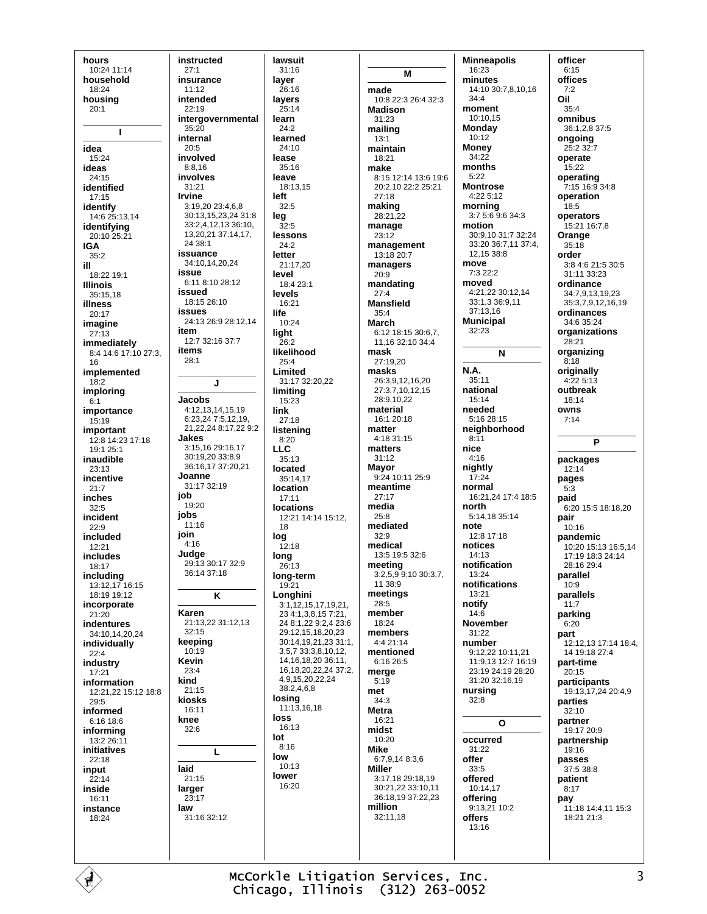**hours**
10:24 11:14
**household**
18:24
**housing**
20:1

**I**

**idea**
15:24
**ideas**
24:15
**identified**
17:15
**identify**
14:6 25:13,14
**identifying**
20:10 25:21
**IGA**
35:2
**ill**
18:22 19:1
**Illinois**
35:15,18
**illness**
20:17
**imagine**
27:13
**immediately**
8:4 14:6 17:10 27:3, 16
**implemented**
18:2
**imploring**
6:1
**importance**
15:19
**important**
12:8 14:23 17:18 19:1 25:1
**inaudible**
23:13
**incentive**
21:7
**inches**
32:5
**incident**
22:9
**included**
12:21
**includes**
18:17
**including**
13:12,17 16:15 18:19 19:12
**incorporate**
21:20
**indentures**
34:10,14,20,24
**individually**
22:4
**industry**
17:21
**information**
12:21,22 15:12 18:8 29:5
**informed**
6:16 18:6
**informing**
13:2 26:11
**initiatives**
22:18
**input**
22:14
**inside**
16:11
**instance**
18:24

**instructed**
27:1
**insurance**
11:12
**intended**
22:19
**intergovernmental**
35:20
**internal**
20:5
**involved**
8:8,16
**involves**
31:21
**Irvine**
3:19,20 23:4,6,8 30:13,15,23,24 31:8 33:2,4,12,13 36:10, 13,20,21 37:14,17, 24 38:1
**issuance**
34:10,14,20,24
**issue**
6:11 8:10 28:12
**issued**
18:15 26:10
**issues**
24:13 26:9 28:12,14
**item**
12:7 32:16 37:7
**items**
28:1

**J**

**Jacobs**
4:12,13,14,15,19 6:23,24 7:5,12,19, 21,22,24 8:17,22 9:2
**Jakes**
3:15,16 29:16,17 30:19,20 33:8,9 36:16,17 37:20,21
**Joanne**
31:17 32:19
**job**
19:20
**jobs**
11:16
**join**
4:16
**Judge**
29:13 30:17 32:9 36:14 37:18

**K**

**Karen**
21:13,22 31:12,13 32:15
**keeping**
10:19
**Kevin**
23:4
**kind**
21:15
**kiosks**
16:11
**knee**
32:6

**L**

**laid**
21:15
**larger**
23:17
**law**
31:16 32:12

**lawsuit**
31:16
**layer**
26:16
**layers**
25:14
**learn**
24:2
**learned**
24:10
**lease**
35:16
**leave**
18:13,15
**left**
32:5
**leg**
32:5
**lessons**
24:2
**letter**
21:17,20
**level**
18:4 23:1
**levels**
16:21
**life**
10:24
**light**
26:2
**likelihood**
25:4
**Limited**
31:17 32:20,22
**limiting**
15:23
**link**
27:18
**listening**
8:20
**LLC**
35:13
**located**
35:14,17
**location**
17:11
**locations**
12:21 14:14 15:12, 18
**log**
12:18
**long**
26:13
**long-term**
19:21
**Longhini**
3:1,12,15,17,19,21, 23 4:1,3,8,15 7:21, 24 8:1,22 9:2,4 23:6 29:12,15,18,20,23 30:14,19,21,23 31:1, 3,5,7 33:3,8,10,12, 14,16,18,20 36:11, 16,18,20,22,24 37:2, 4,9,15,20,22,24 38:2,4,6,8
**losing**
11:13,16,18
**loss**
16:13
**lot**
8:16
**low**
10:13
**lower**
16:20

**M**

**made**
10:8 22:3 26:4 32:3
**Madison**
31:23
**mailing**
13:1
**maintain**
18:21
**make**
8:15 12:14 13:6 19:6 20:2,10 22:2 25:21 27:18
**making**
28:21,22
**manage**
23:12
**management**
13:18 20:7
**managers**
20:9
**mandating**
27:4
**Mansfield**
35:4
**March**
6:12 18:15 30:6,7, 11,16 32:10 34:4
**mask**
27:19,20
**masks**
26:3,9,12,16,20 27:3,7,10,12,15 28:9,10,22
**material**
16:1 20:18
**matter**
4:18 31:15
**matters**
31:12
**Mayor**
9:24 10:11 25:9
**meantime**
27:17
**media**
25:8
**mediated**
32:9
**medical**
13:5 19:5 32:6
**meeting**
3:2,5,9 9:10 30:3,7, 11 38:9
**meetings**
28:5
**member**
18:24
**members**
4:4 21:14
**mentioned**
6:16 26:5
**merge**
5:19
**met**
34:3
**Metra**
16:21
**midst**
10:20
**Mike**
6:7,9,14 8:3,6
**Miller**
3:17,18 29:18,19 30:21,22 33:10,11 36:18,19 37:22,23
**million**
32:11,18

**Minneapolis**
16:23
**minutes**
14:10 30:7,8,10,16 34:4
**moment**
10:10,15
**Monday**
10:12
**Money**
34:22
**months**
5:22
**Montrose**
4:22 5:12
**morning**
3:7 5:6 9:6 34:3
**motion**
30:9,10 31:7 32:24 33:20 36:7,11 37:4, 12,15 38:8
**move**
7:3 22:2
**moved**
4:21,22 30:12,14 33:1,3 36:9,11 37:13,16
**Municipal**
32:23

**N**

**N.A.**
35:11
**national**
15:14
**needed**
5:16 28:15
**neighborhood**
8:11
**nice**
4:16
**nightly**
17:24
**normal**
16:21,24 17:4 18:5
**north**
5:14,18 35:14
**note**
12:8 17:18
**notices**
14:13
**notification**
13:24
**notifications**
13:21
**notify**
14:6
**November**
31:22
**number**
9:12,22 10:11,21 11:9,13 12:7 16:19 23:19 24:19 28:20 31:20 32:16,19
**nursing**
32:8

**O**

**occurred**
31:22
**offer**
33:5
**offered**
10:14,17
**offering**
9:13,21 10:2
**offers**
13:16

**officer**
6:15
**offices**
7:2
**Oil**
35:4
**omnibus**
36:1,2,8 37:5
**ongoing**
25:2 32:7
**operate**
15:22
**operating**
7:15 16:9 34:8
**operation**
18:5
**operators**
15:21 16:7,8
**Orange**
35:18
**order**
3:8 4:6 21:5 30:5 31:11 33:23
**ordinance**
34:7,9,13,19,23 35:3,7,9,12,16,19
**ordinances**
34:6 35:24
**organizations**
28:21
**organizing**
8:18
**originally**
4:22 5:13
**outbreak**
18:14
**owns**
7:14

**P**

**packages**
12:14
**pages**
5:3
**paid**
6:20 15:5 18:18,20
**pair**
10:16
**pandemic**
10:20 15:13 16:5,14 17:19 18:3 24:14 28:16 29:4
**parallel**
10:9
**parallels**
11:7
**parking**
6:20
**part**
12:12,13 17:14 18:4, 14 19:18 27:4
**part-time**
20:15
**participants**
19:13,17,24 20:4,9
**parties**
32:10
**partner**
19:17 20:9
**partnership**
19:16
**passes**
37:5 38:8
**patient**
8:17
**pay**
11:18 14:4,11 15:3 18:21 21:3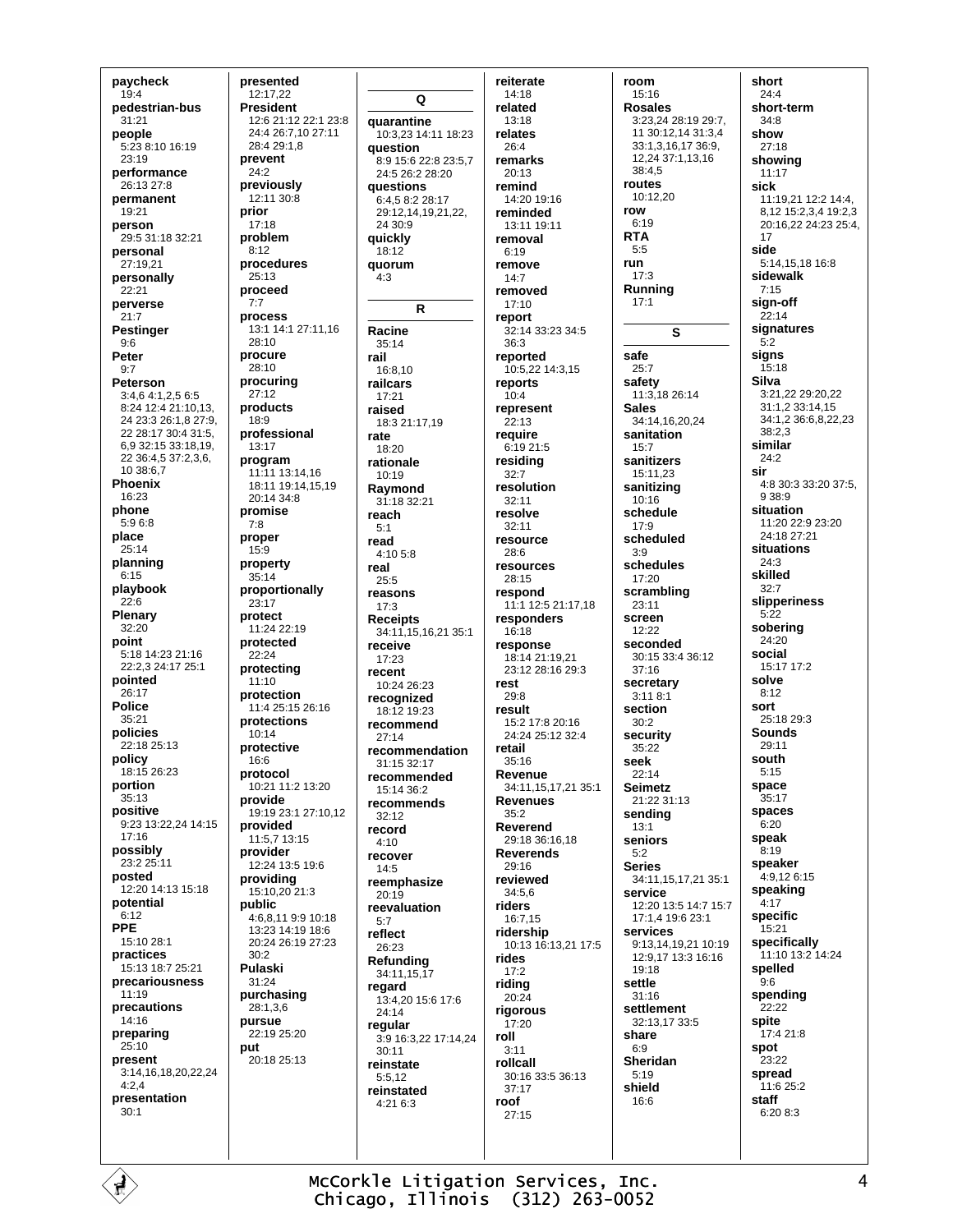**paycheck**
19:4
**pedestrian-bus**
31:21
**people**
5:23 8:10 16:19 23:19
**performance**
26:13 27:8
**permanent**
19:21
**person**
29:5 31:18 32:21
**personal**
27:19,21
**personally**
22:21
**perverse**
21:7
**Pestinger**
9:6
**Peter**
9:7
**Peterson**
3:4,6 4:1,2,5 6:5 8:24 12:4 21:10,13, 24 23:3 26:1,8 27:9, 22 28:17 30:4 31:5, 6,9 32:15 33:18,19, 22 36:4,5 37:2,3,6, 10 38:6,7
**Phoenix**
16:23
**phone**
5:9 6:8
**place**
25:14
**planning**
6:15
**playbook**
22:6
**Plenary**
32:20
**point**
5:18 14:23 21:16 22:2,3 24:17 25:1
**pointed**
26:17
**Police**
35:21
**policies**
22:18 25:13
**policy**
18:15 26:23
**portion**
35:13
**positive**
9:23 13:22,24 14:15 17:16
**possibly**
23:2 25:11
**posted**
12:20 14:13 15:18
**potential**
6:12
**PPE**
15:10 28:1
**practices**
15:13 18:7 25:21
**precariousness**
11:19
**precautions**
14:16
**preparing**
25:10
**present**
3:14,16,18,20,22,24 4:2,4
**presentation**
30:1

**presented**
12:17,22
**President**
12:6 21:12 22:1 23:8 24:4 26:7,10 27:11 28:4 29:1,8
**prevent**
24:2
**previously**
12:11 30:8
**prior**
17:18
**problem**
8:12
**procedures**
25:13
**proceed**
7:7
**process**
13:1 14:1 27:11,16 28:10
**procure**
28:10
**procuring**
27:12
**products**
18:9
**professional**
13:17
**program**
11:11 13:14,16 18:11 19:14,15,19 20:14 34:8
**promise**
7:8
**proper**
15:9
**property**
35:14
**proportionally**
23:17
**protect**
11:24 22:19
**protected**
22:24
**protecting**
11:10
**protection**
11:4 25:15 26:16
**protections**
10:14
**protective**
16:6
**protocol**
10:21 11:2 13:20
**provide**
19:19 23:1 27:10,12
**provided**
11:5,7 13:15
**provider**
12:24 13:5 19:6
**providing**
15:10,20 21:3
**public**
4:6,8,11 9:9 10:18 13:23 14:19 18:6 20:24 26:19 27:23 30:2
**Pulaski**
31:24
**purchasing**
28:1,3,6
**pursue**
22:19 25:20
**put**
20:18 25:13

## Q

**quarantine**
10:3,23 14:11 18:23
**question**
8:9 15:6 22:8 23:5,7 24:5 26:2 28:20
**questions**
6:4,5 8:2 28:17 29:12,14,19,21,22, 24 30:9
**quickly**
18:12
**quorum**
4:3

## R

**Racine**
35:14
**rail**
16:8,10
**railcars**
17:21
**raised**
18:3 21:17,19
**rate**
18:20
**rationale**
10:19
**Raymond**
31:18 32:21
**reach**
5:1
**read**
4:10 5:8
**real**
25:5
**reasons**
17:3
**Receipts**
34:11,15,16,21 35:1
**receive**
17:23
**recent**
10:24 26:23
**recognized**
18:12 19:23
**recommend**
27:14
**recommendation**
31:15 32:17
**recommended**
15:14 36:2
**recommends**
32:12
**record**
4:10
**recover**
14:5
**reemphasize**
20:19
**reevaluation**
5:7
**reflect**
26:23
**Refunding**
34:11,15,17
**regard**
13:4,20 15:6 17:6 24:14
**regular**
3:9 16:3,22 17:14,24 30:11
**reinstate**
5:5,12
**reinstated**
4:21 6:3

**reiterate**
14:18
**related**
13:18
**relates**
26:4
**remarks**
20:13
**remind**
14:20 19:16
**reminded**
13:11 19:11
**removal**
6:19
**remove**
14:7
**removed**
17:10
**report**
32:14 33:23 34:5 36:3
**reported**
10:5,22 14:3,15
**reports**
10:4
**represent**
22:13
**require**
6:19 21:5
**residing**
32:7
**resolution**
32:11
**resolve**
32:11
**resource**
28:6
**resources**
28:15
**respond**
11:1 12:5 21:17,18
**responders**
16:18
**response**
18:14 21:19,21 23:12 28:16 29:3
**rest**
29:8
**result**
15:2 17:8 20:16 24:24 25:12 32:4
**retail**
35:16
**Revenue**
34:11,15,17,21 35:1
**Revenues**
35:2
**Reverend**
29:18 36:16,18
**Reverends**
29:16
**reviewed**
34:5,6
**riders**
16:7,15
**ridership**
10:13 16:13,21 17:5
**rides**
17:2
**riding**
20:24
**rigorous**
17:20
**roll**
3:11
**rollcall**
30:16 33:5 36:13 37:17
**roof**
27:15

**room**
15:16
**Rosales**
3:23,24 28:19 29:7, 11 30:12,14 31:3,4 33:1,3,16,17 36:9, 12,24 37:1,13,16 38:4,5
**routes**
10:12,20
**row**
6:19
**RTA**
5:5
**run**
17:3
**Running**
17:1

## S

**safe**
25:7
**safety**
11:3,18 26:14
**Sales**
34:14,16,20,24
**sanitation**
15:7
**sanitizers**
15:11,23
**sanitizing**
10:16
**schedule**
17:9
**scheduled**
3:9
**schedules**
17:20
**scrambling**
23:11
**screen**
12:22
**seconded**
30:15 33:4 36:12 37:16
**secretary**
3:11 8:1
**section**
30:2
**security**
35:22
**seek**
22:14
**Seimetz**
21:22 31:13
**sending**
13:1
**seniors**
5:2
**Series**
34:11,15,17,21 35:1
**service**
12:20 13:5 14:7 15:7 17:1,4 19:6 23:1
**services**
9:13,14,19,21 10:19 12:9,17 13:3 16:16 19:18
**settle**
31:16
**settlement**
32:13,17 33:5
**share**
6:9
**Sheridan**
5:19
**shield**
16:6

**short**
24:4
**short-term**
34:8
**show**
27:18
**showing**
11:17
**sick**
11:19,21 12:2 14:4, 8,12 15:2,3,4 19:2,3 20:16,22 24:23 25:4, 17
**side**
5:14,15,18 16:8
**sidewalk**
7:15
**sign-off**
22:14
**signatures**
5:2
**signs**
15:18
**Silva**
3:21,22 29:20,22 31:1,2 33:14,15 34:1,2 36:6,8,22,23 38:2,3
**similar**
24:2
**sir**
4:8 30:3 33:20 37:5, 9 38:9
**situation**
11:20 22:9 23:20 24:18 27:21
**situations**
24:3
**skilled**
32:7
**slipperiness**
5:22
**sobering**
24:20
**social**
15:17 17:2
**solve**
8:12
**sort**
25:18 29:3
**Sounds**
29:11
**south**
5:15
**space**
35:17
**spaces**
6:20
**speak**
8:19
**speaker**
4:9,12 6:15
**speaking**
4:17
**specific**
15:21
**specifically**
11:10 13:2 14:24
**spelled**
9:6
**spending**
22:22
**spite**
17:4 21:8
**spot**
23:22
**spread**
11:6 25:2
**staff**
6:20 8:3

McCorkle Litigation Services, Inc.
Chicago, Illinois (312) 263-0052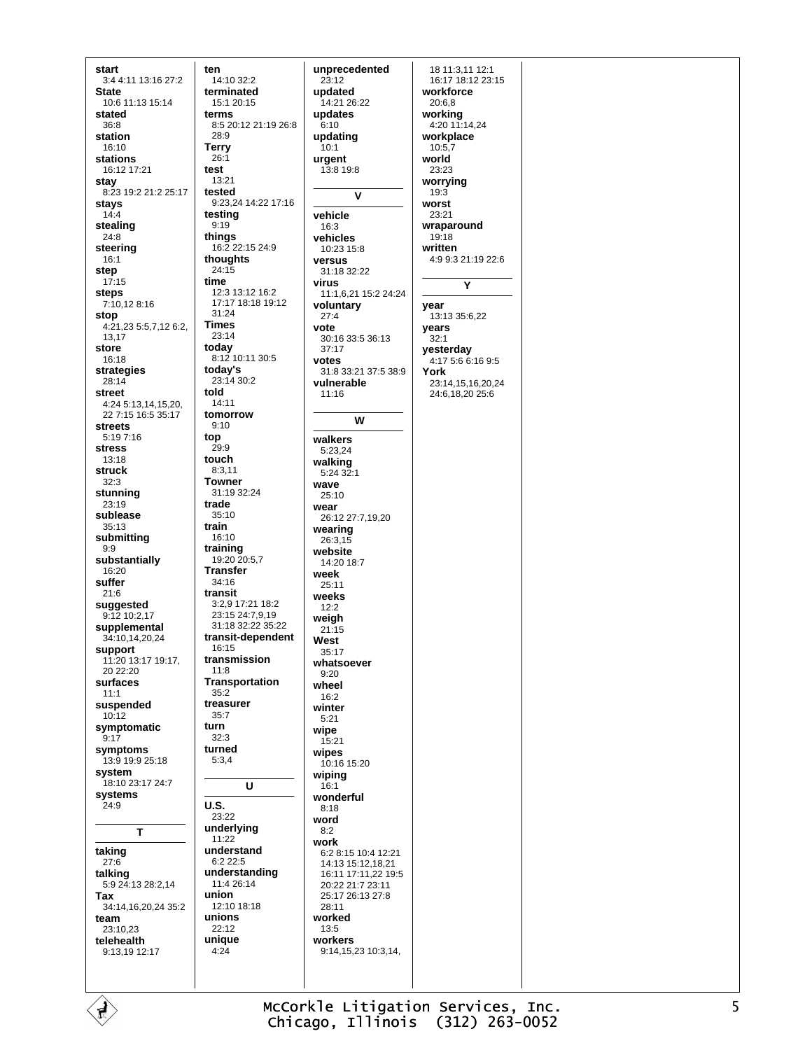**start**
3:4 4:11 13:16 27:2
**State**
10:6 11:13 15:14
**stated**
36:8
**station**
16:10
**stations**
16:12 17:21
**stay**
8:23 19:2 21:2 25:17
**stays**
14:4
**stealing**
24:8
**steering**
16:1
**step**
17:15
**steps**
7:10,12 8:16
**stop**
4:21,23 5:5,7,12 6:2, 13,17
**store**
16:18
**strategies**
28:14
**street**
4:24 5:13,14,15,20, 22 7:15 16:5 35:17
**streets**
5:19 7:16
**stress**
13:18
**struck**
32:3
**stunning**
23:19
**sublease**
35:13
**submitting**
9:9
**substantially**
16:20
**suffer**
21:6
**suggested**
9:12 10:2,17
**supplemental**
34:10,14,20,24
**support**
11:20 13:17 19:17, 20 22:20
**surfaces**
11:1
**suspended**
10:12
**symptomatic**
9:17
**symptoms**
13:9 19:9 25:18
**system**
18:10 23:17 24:7
**systems**
24:9

**T**

**taking**
27:6
**talking**
5:9 24:13 28:2,14
**Tax**
34:14,16,20,24 35:2
**team**
23:10,23
**telehealth**
9:13,19 12:17
**ten**
14:10 32:2
**terminated**
15:1 20:15
**terms**
8:5 20:12 21:19 26:8 28:9
**Terry**
26:1
**test**
13:21
**tested**
9:23,24 14:22 17:16
**testing**
9:19
**things**
16:2 22:15 24:9
**thoughts**
24:15
**time**
12:3 13:12 16:2 17:17 18:18 19:12 31:24
**Times**
23:14
**today**
8:12 10:11 30:5
**today's**
23:14 30:2
**told**
14:11
**tomorrow**
9:10
**top**
29:9
**touch**
8:3,11
**Towner**
31:19 32:24
**trade**
35:10
**train**
16:10
**training**
19:20 20:5,7
**Transfer**
34:16
**transit**
3:2,9 17:21 18:2 23:15 24:7,9,19 31:18 32:22 35:22
**transit-dependent**
16:15
**transmission**
11:8
**Transportation**
35:2
**treasurer**
35:7
**turn**
32:3
**turned**
5:3,4

**U**

**U.S.**
23:22
**underlying**
11:22
**understand**
6:2 22:5
**understanding**
11:4 26:14
**union**
12:10 18:18
**unions**
22:12
**unique**
4:24
**unprecedented**
23:12
**updated**
14:21 26:22
**updates**
6:10
**updating**
10:1
**urgent**
13:8 19:8

**V**

**vehicle**
16:3
**vehicles**
10:23 15:8
**versus**
31:18 32:22
**virus**
11:1,6,21 15:2 24:24
**voluntary**
27:4
**vote**
30:16 33:5 36:13 37:17
**votes**
31:8 33:21 37:5 38:9
**vulnerable**
11:16

**W**

**walkers**
5:23,24
**walking**
5:24 32:1
**wave**
25:10
**wear**
26:12 27:7,19,20
**wearing**
26:3,15
**website**
14:20 18:7
**week**
25:11
**weeks**
12:2
**weigh**
21:15
**West**
35:17
**whatsoever**
9:20
**wheel**
16:2
**winter**
5:21
**wipe**
15:21
**wipes**
10:16 15:20
**wiping**
16:1
**wonderful**
8:18
**word**
8:2
**work**
6:2 8:15 10:4 12:21 14:13 15:12,18,21 16:11 17:11,22 19:5 20:22 21:7 23:11 25:17 26:13 27:8 28:11
**worked**
13:5
**workers**
9:14,15,23 10:3,14, 18 11:3,11 12:1 16:17 18:12 23:15
**workforce**
20:6,8
**working**
4:20 11:14,24
**workplace**
10:5,7
**world**
23:23
**worrying**
19:3
**worst**
23:21
**wraparound**
19:18
**written**
4:9 9:3 21:19 22:6

**Y**

**year**
13:13 35:6,22
**years**
32:1
**yesterday**
4:17 5:6 6:16 9:5
**York**
23:14,15,16,20,24 24:6,18,20 25:6